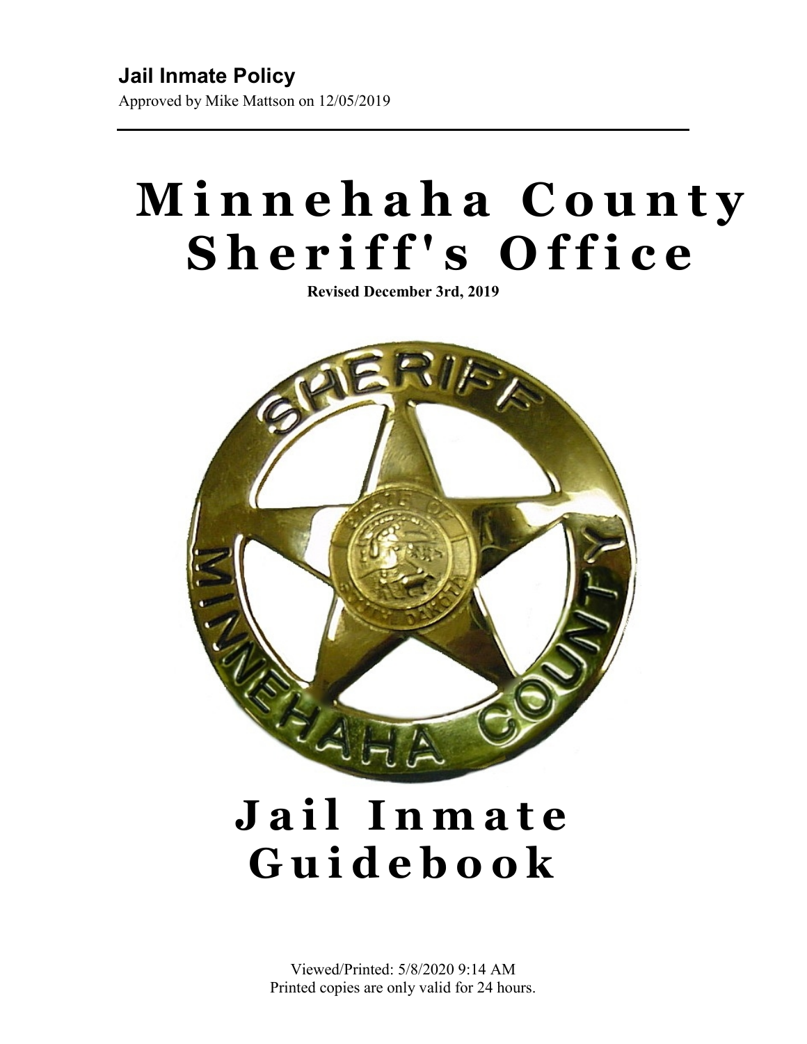**Jail Inmate Policy**

Approved by Mike Mattson on 12/05/2019

# Minnehaha County Sheriff's Office

**Revised December 3rd, 2019**

# Jail Inmate Guidebook

Viewed/Printed: 5/8/2020 9:14 AM

Printed copies are only valid for 24 hours.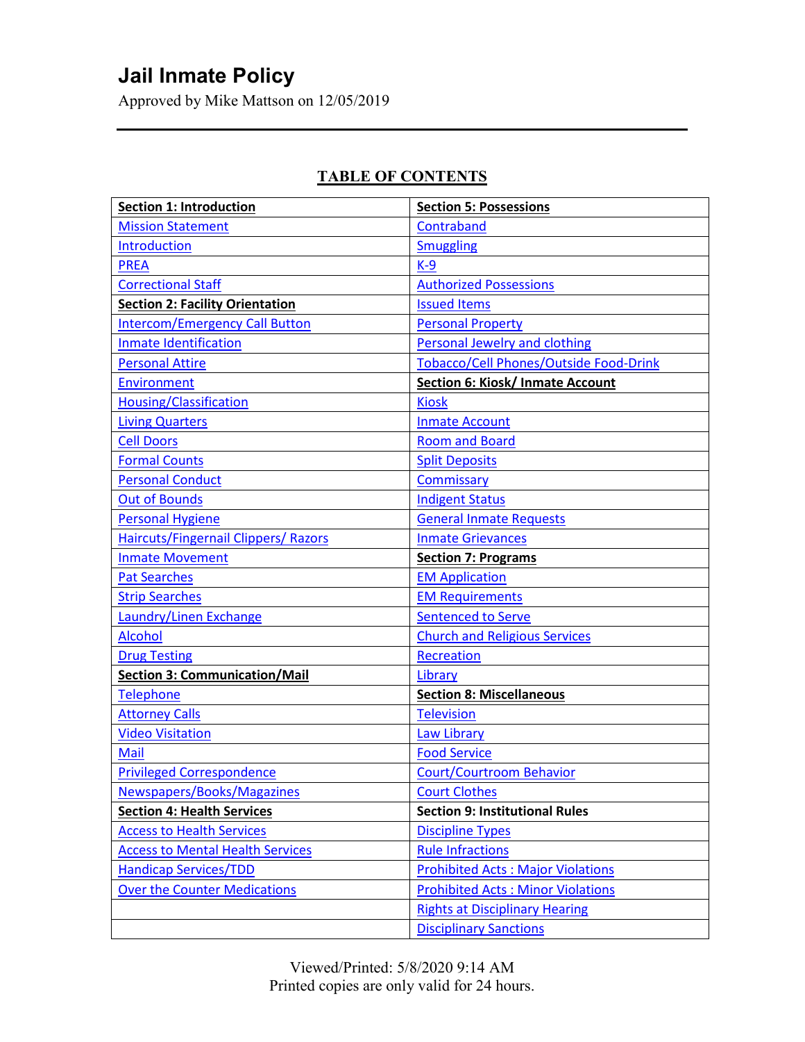# Jail Inmate Policy

Approved by Mike Mattson on 12/05/2019

---

**TABLE OF CONTENTS**

| **Section 1: Introduction** | **Section 5: Possessions** |
|---|---|
| Mission Statement | Contraband |
| Introduction | Smuggling |
| PREA | K-9 |
| Correctional Staff | Authorized Possessions |
| **Section 2: Facility Orientation** | Issued Items |
| Intercom/Emergency Call Button | Personal Property |
| Inmate Identification | Personal Jewelry and clothing |
| Personal Attire | Tobacco/Cell Phones/Outside Food-Drink |
| Environment | **Section 6: Kiosk/ Inmate Account** |
| Housing/Classification | Kiosk |
| Living Quarters | Inmate Account |
| Cell Doors | Room and Board |
| Formal Counts | Split Deposits |
| Personal Conduct | Commissary |
| Out of Bounds | Indigent Status |
| Personal Hygiene | General Inmate Requests |
| Haircuts/Fingernail Clippers/ Razors | Inmate Grievances |
| Inmate Movement | **Section 7: Programs** |
| Pat Searches | EM Application |
| Strip Searches | EM Requirements |
| Laundry/Linen Exchange | Sentenced to Serve |
| Alcohol | Church and Religious Services |
| Drug Testing | Recreation |
| **Section 3: Communication/Mail** | Library |
| Telephone | **Section 8: Miscellaneous** |
| Attorney Calls | Television |
| Video Visitation | Law Library |
| Mail | Food Service |
| Privileged Correspondence | Court/Courtroom Behavior |
| Newspapers/Books/Magazines | Court Clothes |
| **Section 4: Health Services** | **Section 9: Institutional Rules** |
| Access to Health Services | Discipline Types |
| Access to Mental Health Services | Rule Infractions |
| Handicap Services/TDD | Prohibited Acts : Major Violations |
| Over the Counter Medications | Prohibited Acts : Minor Violations |
| | Rights at Disciplinary Hearing |
| | Disciplinary Sanctions |

Viewed/Printed: 5/8/2020 9:14 AM
Printed copies are only valid for 24 hours.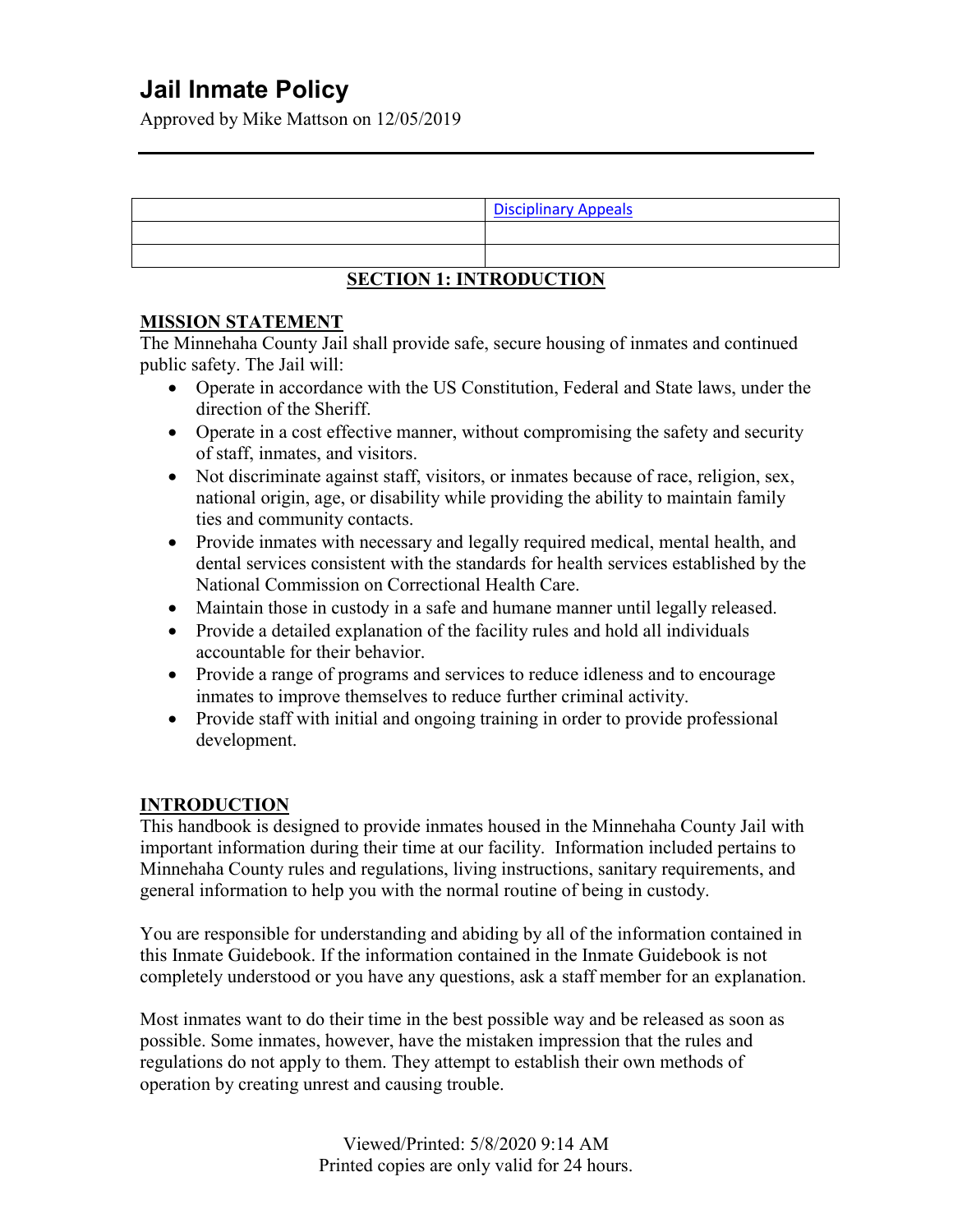# Jail Inmate Policy

Approved by Mike Mattson on 12/05/2019

| | Disciplinary Appeals |
|---|---|
| | |
| | |

## SECTION 1: INTRODUCTION

### MISSION STATEMENT

The Minnehaha County Jail shall provide safe, secure housing of inmates and continued public safety. The Jail will:

- Operate in accordance with the US Constitution, Federal and State laws, under the direction of the Sheriff.
- Operate in a cost effective manner, without compromising the safety and security of staff, inmates, and visitors.
- Not discriminate against staff, visitors, or inmates because of race, religion, sex, national origin, age, or disability while providing the ability to maintain family ties and community contacts.
- Provide inmates with necessary and legally required medical, mental health, and dental services consistent with the standards for health services established by the National Commission on Correctional Health Care.
- Maintain those in custody in a safe and humane manner until legally released.
- Provide a detailed explanation of the facility rules and hold all individuals accountable for their behavior.
- Provide a range of programs and services to reduce idleness and to encourage inmates to improve themselves to reduce further criminal activity.
- Provide staff with initial and ongoing training in order to provide professional development.

### INTRODUCTION

This handbook is designed to provide inmates housed in the Minnehaha County Jail with important information during their time at our facility. Information included pertains to Minnehaha County rules and regulations, living instructions, sanitary requirements, and general information to help you with the normal routine of being in custody.

You are responsible for understanding and abiding by all of the information contained in this Inmate Guidebook. If the information contained in the Inmate Guidebook is not completely understood or you have any questions, ask a staff member for an explanation.

Most inmates want to do their time in the best possible way and be released as soon as possible. Some inmates, however, have the mistaken impression that the rules and regulations do not apply to them. They attempt to establish their own methods of operation by creating unrest and causing trouble.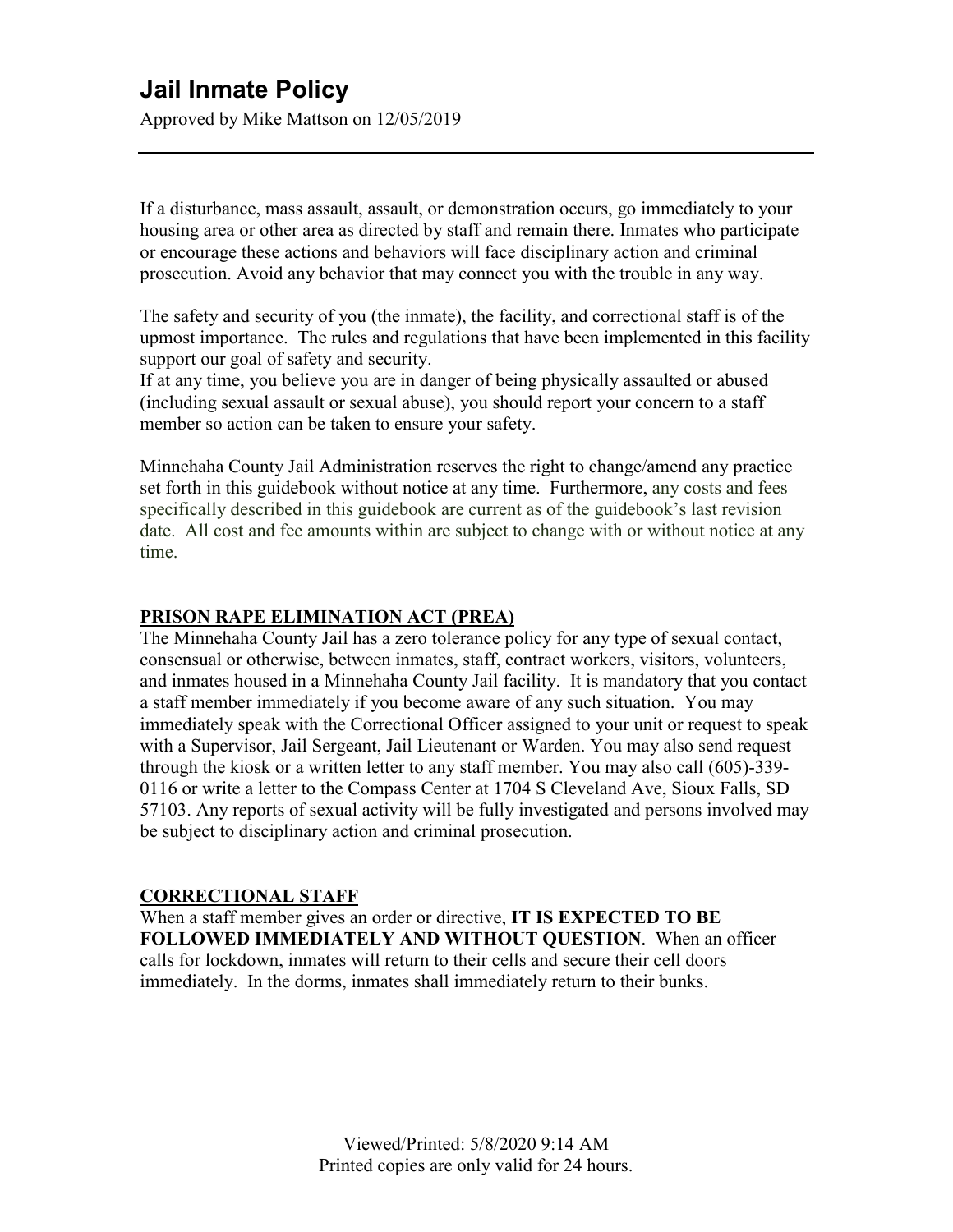If a disturbance, mass assault, assault, or demonstration occurs, go immediately to your housing area or other area as directed by staff and remain there. Inmates who participate or encourage these actions and behaviors will face disciplinary action and criminal prosecution. Avoid any behavior that may connect you with the trouble in any way.

The safety and security of you (the inmate), the facility, and correctional staff is of the upmost importance. The rules and regulations that have been implemented in this facility support our goal of safety and security.
If at any time, you believe you are in danger of being physically assaulted or abused (including sexual assault or sexual abuse), you should report your concern to a staff member so action can be taken to ensure your safety.

Minnehaha County Jail Administration reserves the right to change/amend any practice set forth in this guidebook without notice at any time. Furthermore, any costs and fees specifically described in this guidebook are current as of the guidebook's last revision date. All cost and fee amounts within are subject to change with or without notice at any time.

## PRISON RAPE ELIMINATION ACT (PREA)

The Minnehaha County Jail has a zero tolerance policy for any type of sexual contact, consensual or otherwise, between inmates, staff, contract workers, visitors, volunteers, and inmates housed in a Minnehaha County Jail facility. It is mandatory that you contact a staff member immediately if you become aware of any such situation. You may immediately speak with the Correctional Officer assigned to your unit or request to speak with a Supervisor, Jail Sergeant, Jail Lieutenant or Warden. You may also send request through the kiosk or a written letter to any staff member. You may also call (605)-339-0116 or write a letter to the Compass Center at 1704 S Cleveland Ave, Sioux Falls, SD 57103. Any reports of sexual activity will be fully investigated and persons involved may be subject to disciplinary action and criminal prosecution.

## CORRECTIONAL STAFF

When a staff member gives an order or directive, **IT IS EXPECTED TO BE FOLLOWED IMMEDIATELY AND WITHOUT QUESTION**. When an officer calls for lockdown, inmates will return to their cells and secure their cell doors immediately. In the dorms, inmates shall immediately return to their bunks.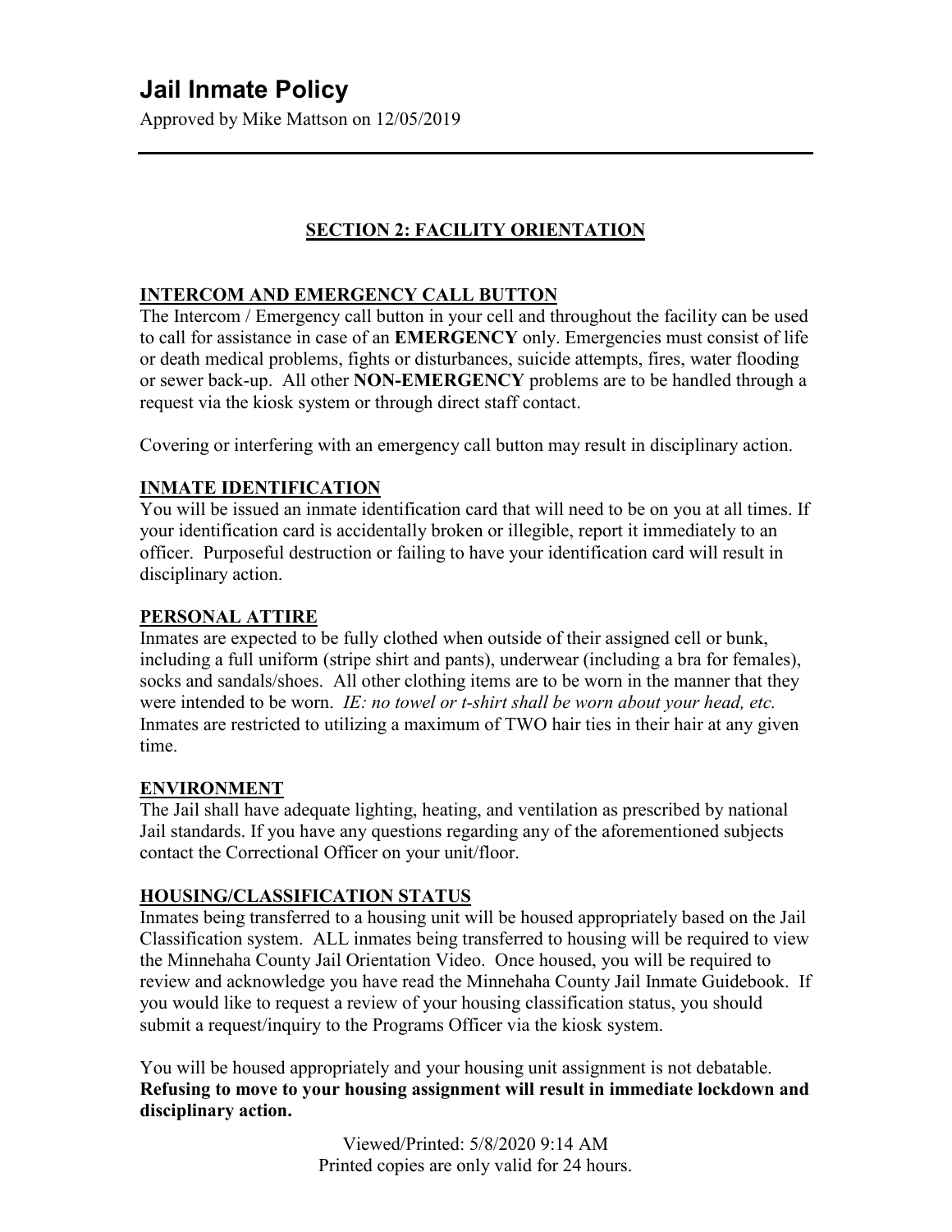# Jail Inmate Policy

Approved by Mike Mattson on 12/05/2019

## SECTION 2: FACILITY ORIENTATION

### INTERCOM AND EMERGENCY CALL BUTTON

The Intercom / Emergency call button in your cell and throughout the facility can be used to call for assistance in case of an **EMERGENCY** only. Emergencies must consist of life or death medical problems, fights or disturbances, suicide attempts, fires, water flooding or sewer back-up. All other **NON-EMERGENCY** problems are to be handled through a request via the kiosk system or through direct staff contact.

Covering or interfering with an emergency call button may result in disciplinary action.

### INMATE IDENTIFICATION

You will be issued an inmate identification card that will need to be on you at all times. If your identification card is accidentally broken or illegible, report it immediately to an officer. Purposeful destruction or failing to have your identification card will result in disciplinary action.

### PERSONAL ATTIRE

Inmates are expected to be fully clothed when outside of their assigned cell or bunk, including a full uniform (stripe shirt and pants), underwear (including a bra for females), socks and sandals/shoes. All other clothing items are to be worn in the manner that they were intended to be worn. *IE: no towel or t-shirt shall be worn about your head, etc.* Inmates are restricted to utilizing a maximum of TWO hair ties in their hair at any given time.

### ENVIRONMENT

The Jail shall have adequate lighting, heating, and ventilation as prescribed by national Jail standards. If you have any questions regarding any of the aforementioned subjects contact the Correctional Officer on your unit/floor.

### HOUSING/CLASSIFICATION STATUS

Inmates being transferred to a housing unit will be housed appropriately based on the Jail Classification system. ALL inmates being transferred to housing will be required to view the Minnehaha County Jail Orientation Video. Once housed, you will be required to review and acknowledge you have read the Minnehaha County Jail Inmate Guidebook. If you would like to request a review of your housing classification status, you should submit a request/inquiry to the Programs Officer via the kiosk system.

You will be housed appropriately and your housing unit assignment is not debatable. **Refusing to move to your housing assignment will result in immediate lockdown and disciplinary action.**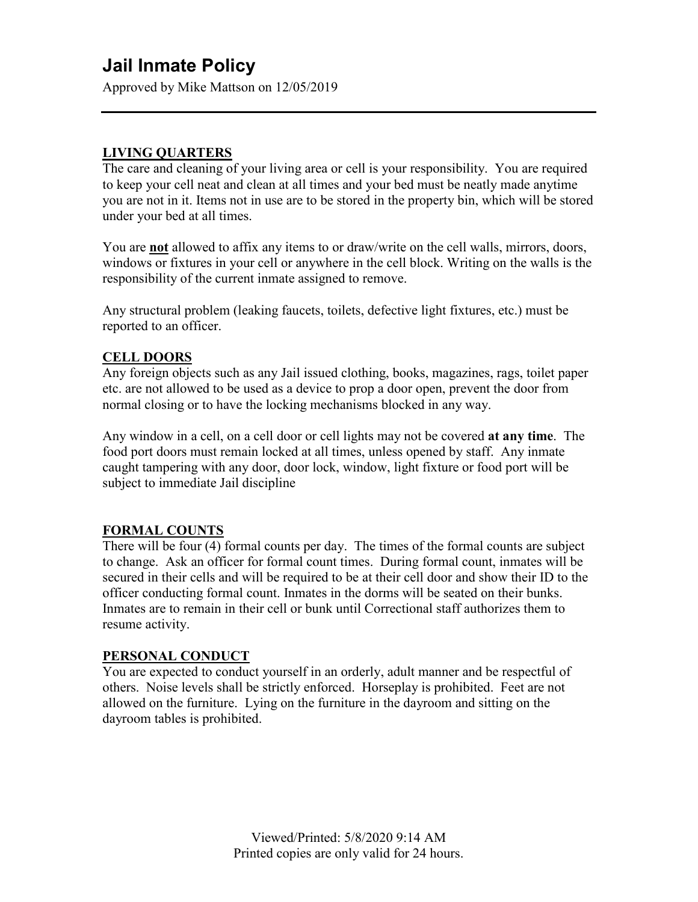# Jail Inmate Policy

Approved by Mike Mattson on 12/05/2019

---

## LIVING QUARTERS

The care and cleaning of your living area or cell is your responsibility. You are required to keep your cell neat and clean at all times and your bed must be neatly made anytime you are not in it. Items not in use are to be stored in the property bin, which will be stored under your bed at all times.

You are **not** allowed to affix any items to or draw/write on the cell walls, mirrors, doors, windows or fixtures in your cell or anywhere in the cell block. Writing on the walls is the responsibility of the current inmate assigned to remove.

Any structural problem (leaking faucets, toilets, defective light fixtures, etc.) must be reported to an officer.

## CELL DOORS

Any foreign objects such as any Jail issued clothing, books, magazines, rags, toilet paper etc. are not allowed to be used as a device to prop a door open, prevent the door from normal closing or to have the locking mechanisms blocked in any way.

Any window in a cell, on a cell door or cell lights may not be covered **at any time**. The food port doors must remain locked at all times, unless opened by staff. Any inmate caught tampering with any door, door lock, window, light fixture or food port will be subject to immediate Jail discipline

## FORMAL COUNTS

There will be four (4) formal counts per day. The times of the formal counts are subject to change. Ask an officer for formal count times. During formal count, inmates will be secured in their cells and will be required to be at their cell door and show their ID to the officer conducting formal count. Inmates in the dorms will be seated on their bunks. Inmates are to remain in their cell or bunk until Correctional staff authorizes them to resume activity.

## PERSONAL CONDUCT

You are expected to conduct yourself in an orderly, adult manner and be respectful of others. Noise levels shall be strictly enforced. Horseplay is prohibited. Feet are not allowed on the furniture. Lying on the furniture in the dayroom and sitting on the dayroom tables is prohibited.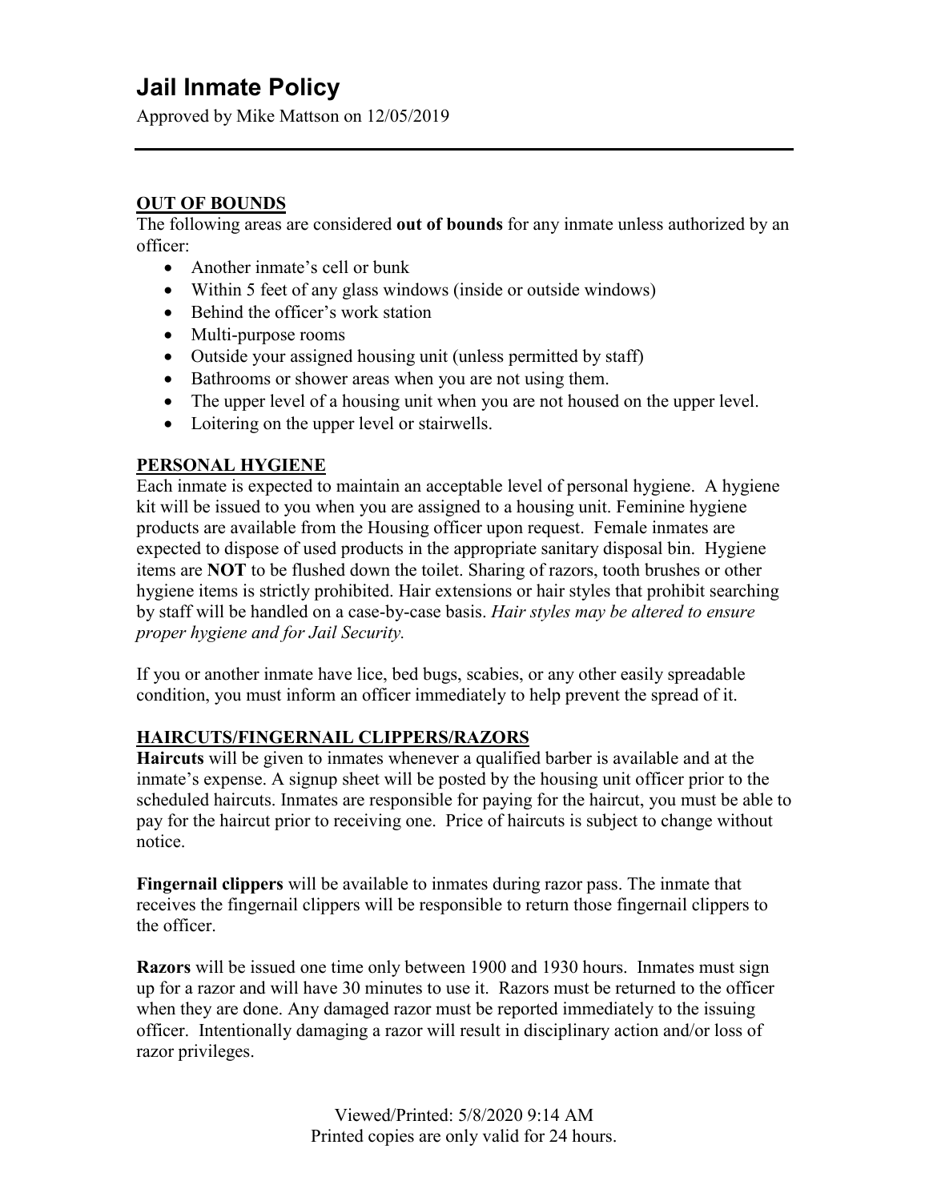# Jail Inmate Policy

Approved by Mike Mattson on 12/05/2019

---

## OUT OF BOUNDS

The following areas are considered **out of bounds** for any inmate unless authorized by an officer:

- Another inmate's cell or bunk
- Within 5 feet of any glass windows (inside or outside windows)
- Behind the officer's work station
- Multi-purpose rooms
- Outside your assigned housing unit (unless permitted by staff)
- Bathrooms or shower areas when you are not using them.
- The upper level of a housing unit when you are not housed on the upper level.
- Loitering on the upper level or stairwells.

## PERSONAL HYGIENE

Each inmate is expected to maintain an acceptable level of personal hygiene. A hygiene kit will be issued to you when you are assigned to a housing unit. Feminine hygiene products are available from the Housing officer upon request. Female inmates are expected to dispose of used products in the appropriate sanitary disposal bin. Hygiene items are **NOT** to be flushed down the toilet. Sharing of razors, tooth brushes or other hygiene items is strictly prohibited. Hair extensions or hair styles that prohibit searching by staff will be handled on a case-by-case basis. *Hair styles may be altered to ensure proper hygiene and for Jail Security.*

If you or another inmate have lice, bed bugs, scabies, or any other easily spreadable condition, you must inform an officer immediately to help prevent the spread of it.

## HAIRCUTS/FINGERNAIL CLIPPERS/RAZORS

**Haircuts** will be given to inmates whenever a qualified barber is available and at the inmate's expense. A signup sheet will be posted by the housing unit officer prior to the scheduled haircuts. Inmates are responsible for paying for the haircut, you must be able to pay for the haircut prior to receiving one. Price of haircuts is subject to change without notice.

**Fingernail clippers** will be available to inmates during razor pass. The inmate that receives the fingernail clippers will be responsible to return those fingernail clippers to the officer.

**Razors** will be issued one time only between 1900 and 1930 hours. Inmates must sign up for a razor and will have 30 minutes to use it. Razors must be returned to the officer when they are done. Any damaged razor must be reported immediately to the issuing officer. Intentionally damaging a razor will result in disciplinary action and/or loss of razor privileges.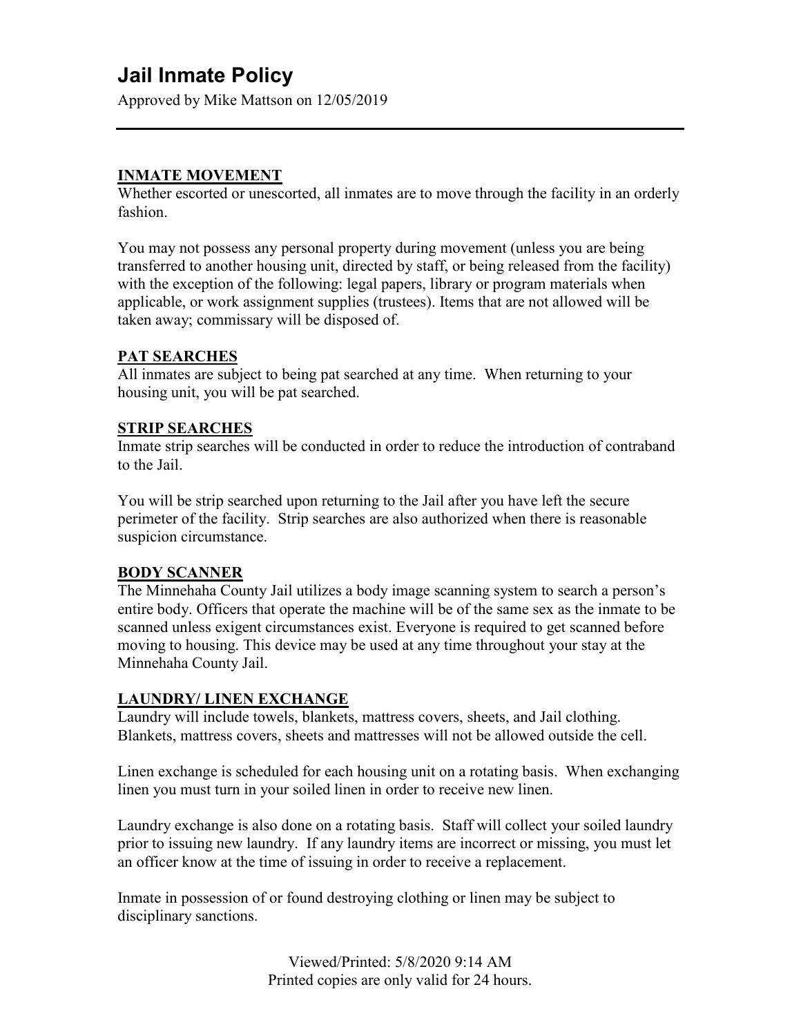# Jail Inmate Policy

Approved by Mike Mattson on 12/05/2019

---

## INMATE MOVEMENT

Whether escorted or unescorted, all inmates are to move through the facility in an orderly fashion.

You may not possess any personal property during movement (unless you are being transferred to another housing unit, directed by staff, or being released from the facility) with the exception of the following: legal papers, library or program materials when applicable, or work assignment supplies (trustees). Items that are not allowed will be taken away; commissary will be disposed of.

## PAT SEARCHES

All inmates are subject to being pat searched at any time. When returning to your housing unit, you will be pat searched.

## STRIP SEARCHES

Inmate strip searches will be conducted in order to reduce the introduction of contraband to the Jail.

You will be strip searched upon returning to the Jail after you have left the secure perimeter of the facility. Strip searches are also authorized when there is reasonable suspicion circumstance.

## BODY SCANNER

The Minnehaha County Jail utilizes a body image scanning system to search a person's entire body. Officers that operate the machine will be of the same sex as the inmate to be scanned unless exigent circumstances exist. Everyone is required to get scanned before moving to housing. This device may be used at any time throughout your stay at the Minnehaha County Jail.

## LAUNDRY/ LINEN EXCHANGE

Laundry will include towels, blankets, mattress covers, sheets, and Jail clothing. Blankets, mattress covers, sheets and mattresses will not be allowed outside the cell.

Linen exchange is scheduled for each housing unit on a rotating basis. When exchanging linen you must turn in your soiled linen in order to receive new linen.

Laundry exchange is also done on a rotating basis. Staff will collect your soiled laundry prior to issuing new laundry. If any laundry items are incorrect or missing, you must let an officer know at the time of issuing in order to receive a replacement.

Inmate in possession of or found destroying clothing or linen may be subject to disciplinary sanctions.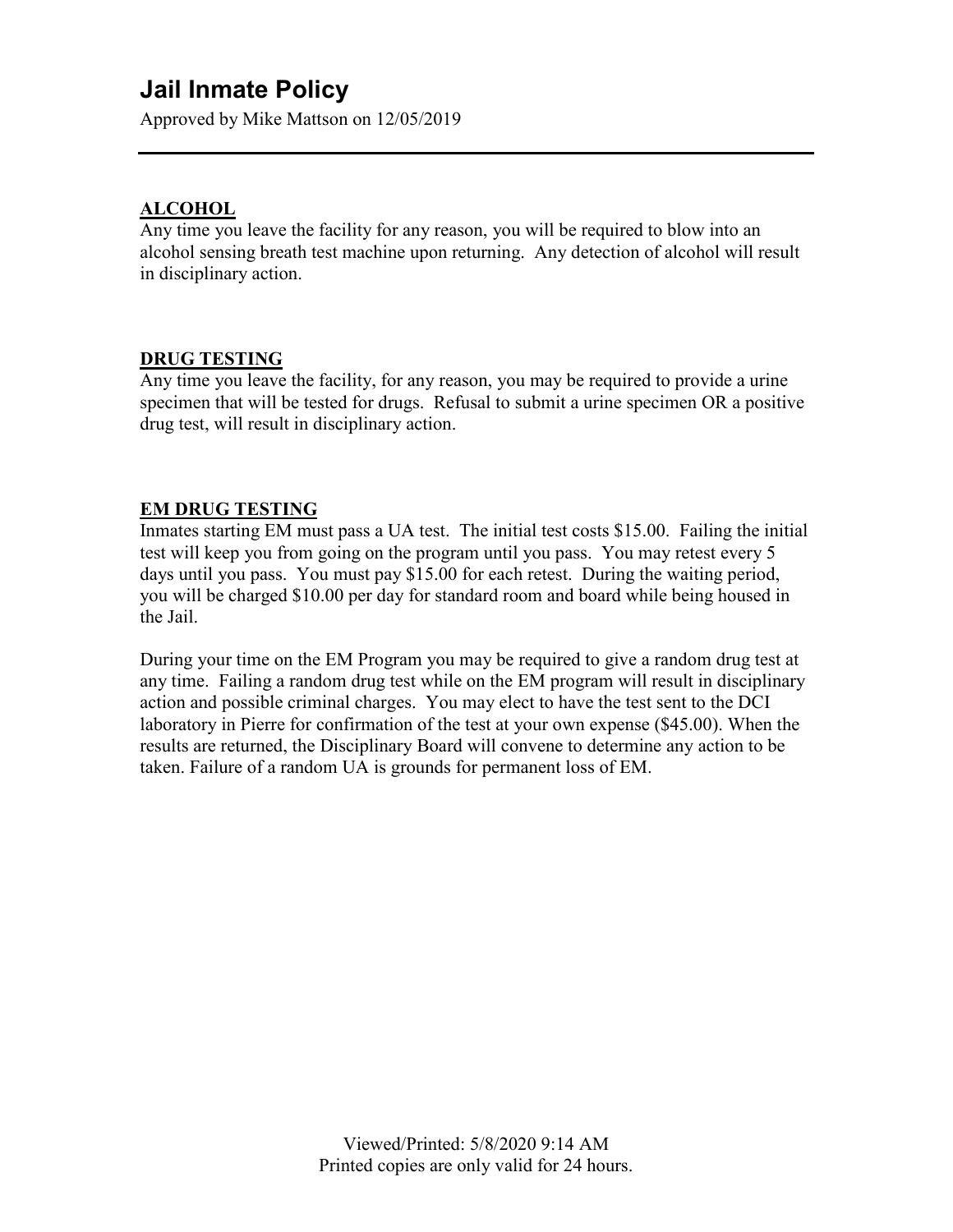# Jail Inmate Policy

Approved by Mike Mattson on 12/05/2019

---

## ALCOHOL

Any time you leave the facility for any reason, you will be required to blow into an alcohol sensing breath test machine upon returning. Any detection of alcohol will result in disciplinary action.

## DRUG TESTING

Any time you leave the facility, for any reason, you may be required to provide a urine specimen that will be tested for drugs. Refusal to submit a urine specimen OR a positive drug test, will result in disciplinary action.

## EM DRUG TESTING

Inmates starting EM must pass a UA test. The initial test costs $15.00. Failing the initial test will keep you from going on the program until you pass. You may retest every 5 days until you pass. You must pay $15.00 for each retest. During the waiting period, you will be charged $10.00 per day for standard room and board while being housed in the Jail.

During your time on the EM Program you may be required to give a random drug test at any time. Failing a random drug test while on the EM program will result in disciplinary action and possible criminal charges. You may elect to have the test sent to the DCI laboratory in Pierre for confirmation of the test at your own expense ($45.00). When the results are returned, the Disciplinary Board will convene to determine any action to be taken. Failure of a random UA is grounds for permanent loss of EM.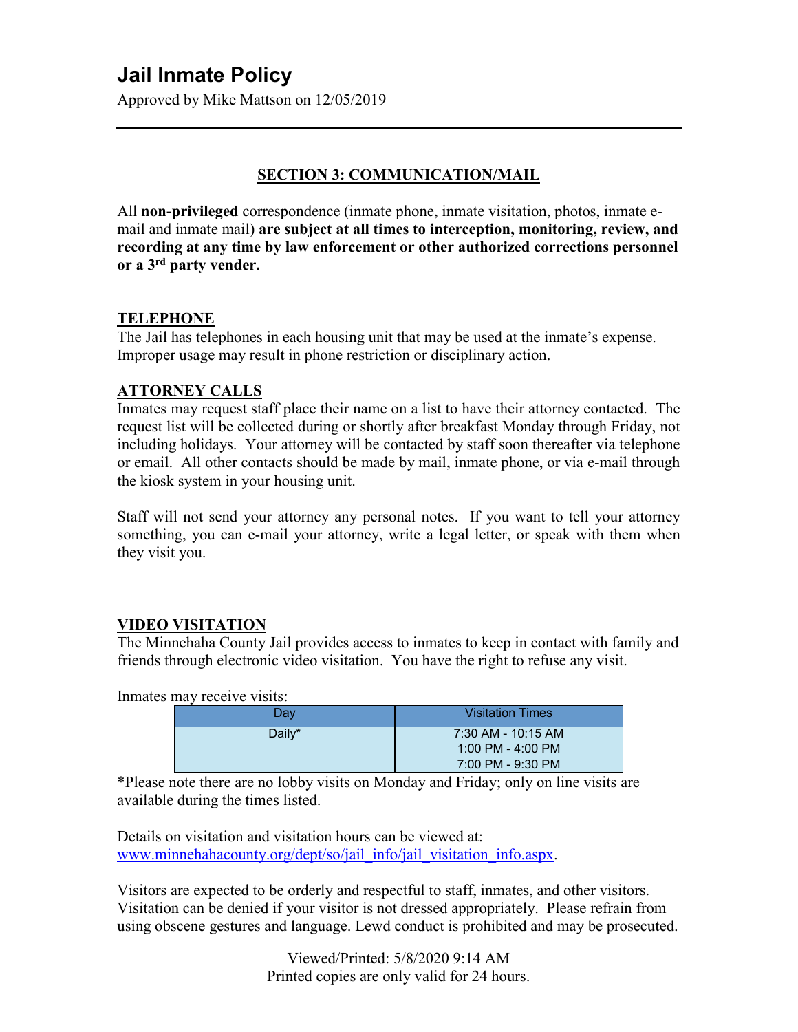# Jail Inmate Policy

Approved by Mike Mattson on 12/05/2019

---

## SECTION 3: COMMUNICATION/MAIL

All **non-privileged** correspondence (inmate phone, inmate visitation, photos, inmate e-mail and inmate mail) **are subject at all times to interception, monitoring, review, and recording at any time by law enforcement or other authorized corrections personnel or a 3rd party vender.**

### TELEPHONE

The Jail has telephones in each housing unit that may be used at the inmate's expense. Improper usage may result in phone restriction or disciplinary action.

### ATTORNEY CALLS

Inmates may request staff place their name on a list to have their attorney contacted. The request list will be collected during or shortly after breakfast Monday through Friday, not including holidays. Your attorney will be contacted by staff soon thereafter via telephone or email. All other contacts should be made by mail, inmate phone, or via e-mail through the kiosk system in your housing unit.

Staff will not send your attorney any personal notes. If you want to tell your attorney something, you can e-mail your attorney, write a legal letter, or speak with them when they visit you.

### VIDEO VISITATION

The Minnehaha County Jail provides access to inmates to keep in contact with family and friends through electronic video visitation. You have the right to refuse any visit.

Inmates may receive visits:

| Day | Visitation Times |
|---|---|
| Daily* | 7:30 AM - 10:15 AM<br>1:00 PM - 4:00 PM<br>7:00 PM - 9:30 PM |

*Please note there are no lobby visits on Monday and Friday; only on line visits are available during the times listed.

Details on visitation and visitation hours can be viewed at: www.minnehahacounty.org/dept/so/jail_info/jail_visitation_info.aspx.

Visitors are expected to be orderly and respectful to staff, inmates, and other visitors. Visitation can be denied if your visitor is not dressed appropriately. Please refrain from using obscene gestures and language. Lewd conduct is prohibited and may be prosecuted.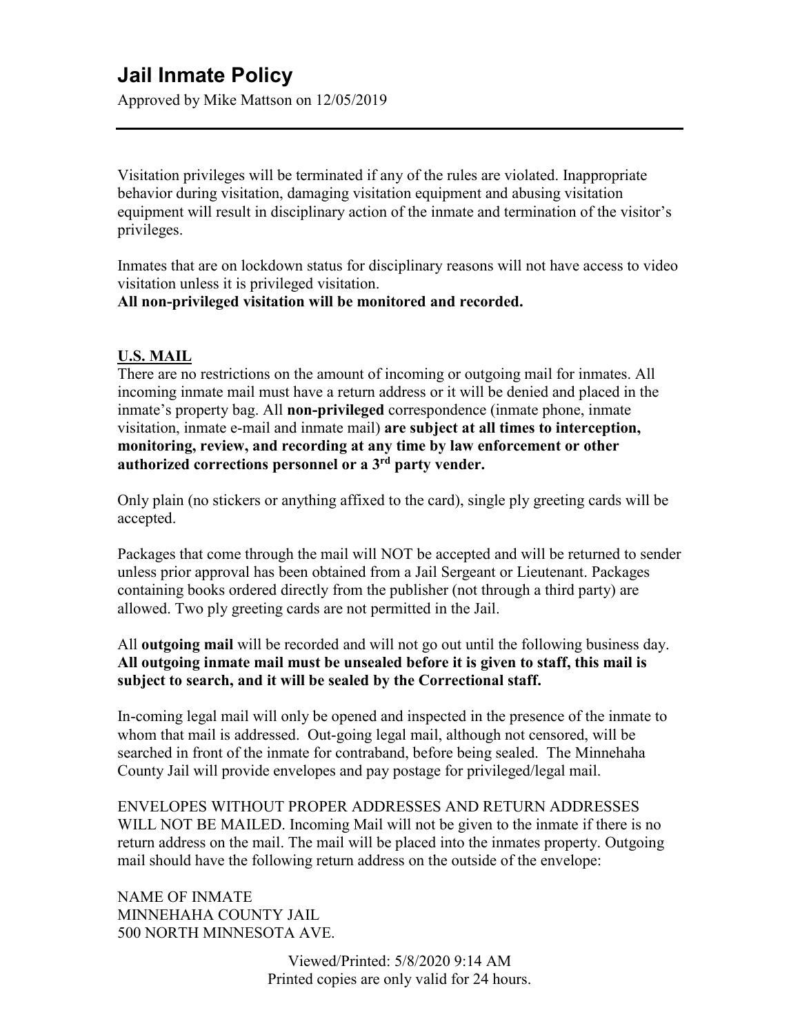Visitation privileges will be terminated if any of the rules are violated. Inappropriate behavior during visitation, damaging visitation equipment and abusing visitation equipment will result in disciplinary action of the inmate and termination of the visitor's privileges.

Inmates that are on lockdown status for disciplinary reasons will not have access to video visitation unless it is privileged visitation.
**All non-privileged visitation will be monitored and recorded.**

## U.S. MAIL

There are no restrictions on the amount of incoming or outgoing mail for inmates. All incoming inmate mail must have a return address or it will be denied and placed in the inmate's property bag. All **non-privileged** correspondence (inmate phone, inmate visitation, inmate e-mail and inmate mail) **are subject at all times to interception, monitoring, review, and recording at any time by law enforcement or other authorized corrections personnel or a 3rd party vender.**

Only plain (no stickers or anything affixed to the card), single ply greeting cards will be accepted.

Packages that come through the mail will NOT be accepted and will be returned to sender unless prior approval has been obtained from a Jail Sergeant or Lieutenant. Packages containing books ordered directly from the publisher (not through a third party) are allowed. Two ply greeting cards are not permitted in the Jail.

All **outgoing mail** will be recorded and will not go out until the following business day. **All outgoing inmate mail must be unsealed before it is given to staff, this mail is subject to search, and it will be sealed by the Correctional staff.**

In-coming legal mail will only be opened and inspected in the presence of the inmate to whom that mail is addressed. Out-going legal mail, although not censored, will be searched in front of the inmate for contraband, before being sealed. The Minnehaha County Jail will provide envelopes and pay postage for privileged/legal mail.

ENVELOPES WITHOUT PROPER ADDRESSES AND RETURN ADDRESSES WILL NOT BE MAILED. Incoming Mail will not be given to the inmate if there is no return address on the mail. The mail will be placed into the inmates property. Outgoing mail should have the following return address on the outside of the envelope:

NAME OF INMATE
MINNEHAHA COUNTY JAIL
500 NORTH MINNESOTA AVE.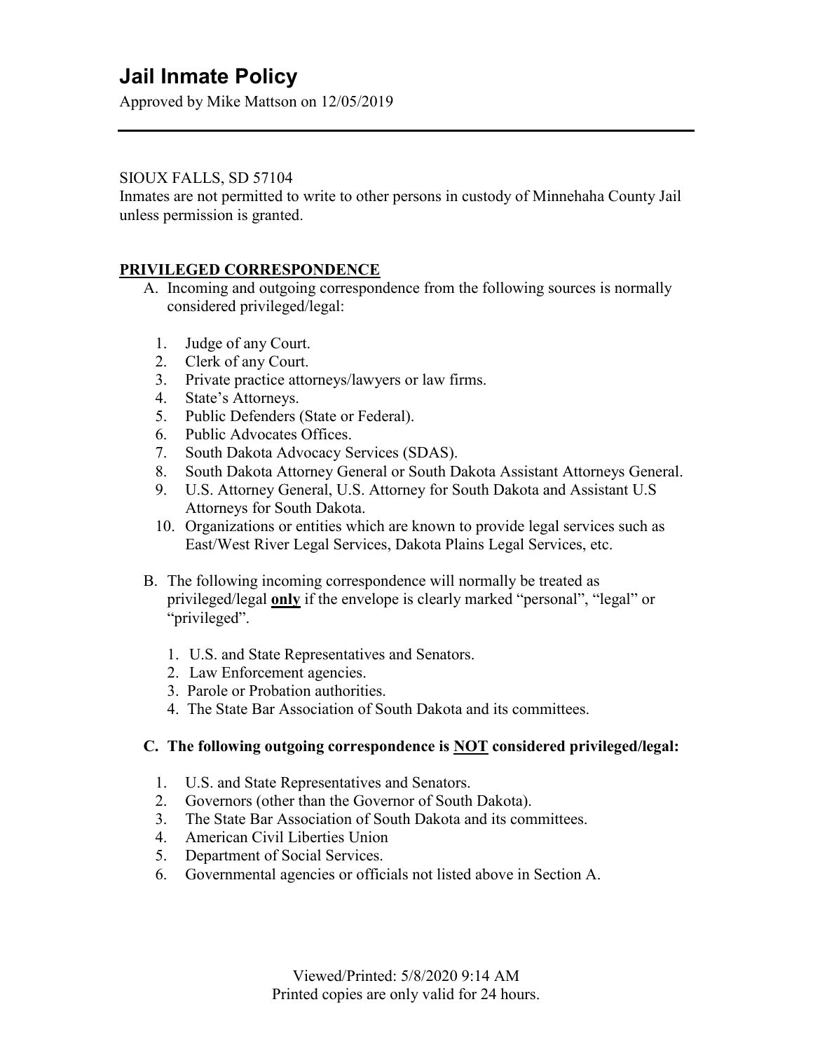# Jail Inmate Policy

Approved by Mike Mattson on 12/05/2019

SIOUX FALLS, SD 57104

Inmates are not permitted to write to other persons in custody of Minnehaha County Jail unless permission is granted.

## PRIVILEGED CORRESPONDENCE

A. Incoming and outgoing correspondence from the following sources is normally considered privileged/legal:

1. Judge of any Court.
2. Clerk of any Court.
3. Private practice attorneys/lawyers or law firms.
4. State's Attorneys.
5. Public Defenders (State or Federal).
6. Public Advocates Offices.
7. South Dakota Advocacy Services (SDAS).
8. South Dakota Attorney General or South Dakota Assistant Attorneys General.
9. U.S. Attorney General, U.S. Attorney for South Dakota and Assistant U.S Attorneys for South Dakota.
10. Organizations or entities which are known to provide legal services such as East/West River Legal Services, Dakota Plains Legal Services, etc.

B. The following incoming correspondence will normally be treated as privileged/legal **only** if the envelope is clearly marked "personal", "legal" or "privileged".

1. U.S. and State Representatives and Senators.
2. Law Enforcement agencies.
3. Parole or Probation authorities.
4. The State Bar Association of South Dakota and its committees.

**C. The following outgoing correspondence is NOT considered privileged/legal:**

1. U.S. and State Representatives and Senators.
2. Governors (other than the Governor of South Dakota).
3. The State Bar Association of South Dakota and its committees.
4. American Civil Liberties Union
5. Department of Social Services.
6. Governmental agencies or officials not listed above in Section A.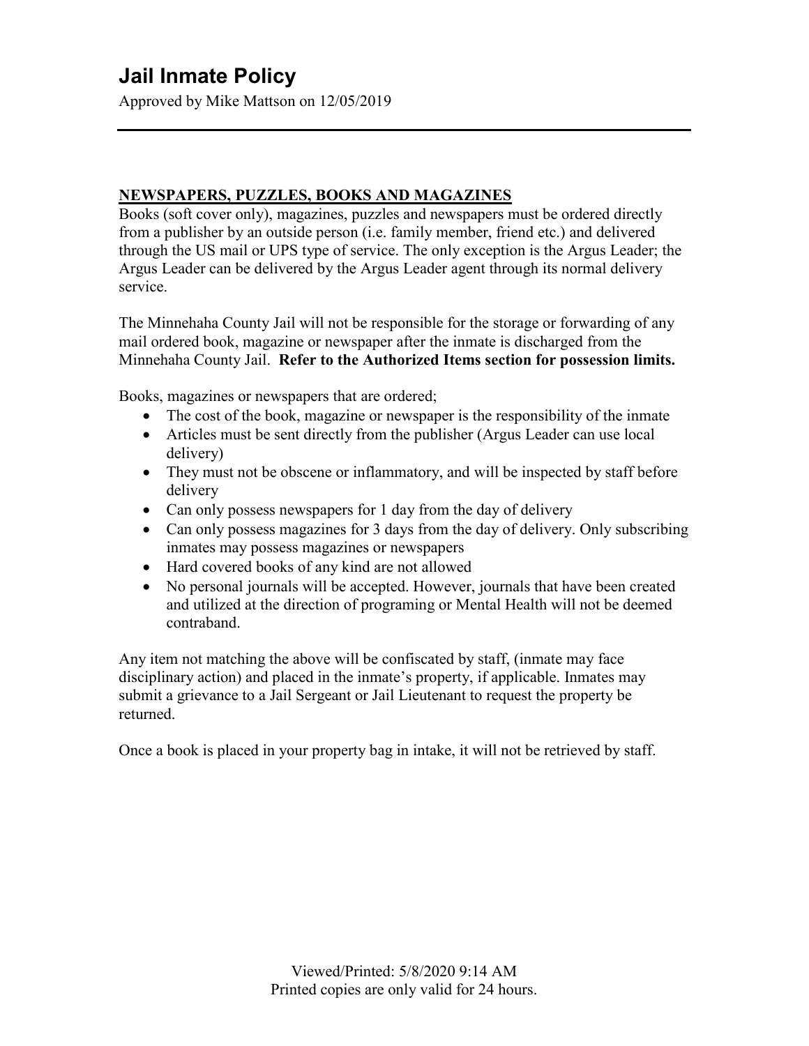# Jail Inmate Policy

Approved by Mike Mattson on 12/05/2019

## NEWSPAPERS, PUZZLES, BOOKS AND MAGAZINES

Books (soft cover only), magazines, puzzles and newspapers must be ordered directly from a publisher by an outside person (i.e. family member, friend etc.) and delivered through the US mail or UPS type of service. The only exception is the Argus Leader; the Argus Leader can be delivered by the Argus Leader agent through its normal delivery service.

The Minnehaha County Jail will not be responsible for the storage or forwarding of any mail ordered book, magazine or newspaper after the inmate is discharged from the Minnehaha County Jail. **Refer to the Authorized Items section for possession limits.**

Books, magazines or newspapers that are ordered;

- The cost of the book, magazine or newspaper is the responsibility of the inmate
- Articles must be sent directly from the publisher (Argus Leader can use local delivery)
- They must not be obscene or inflammatory, and will be inspected by staff before delivery
- Can only possess newspapers for 1 day from the day of delivery
- Can only possess magazines for 3 days from the day of delivery. Only subscribing inmates may possess magazines or newspapers
- Hard covered books of any kind are not allowed
- No personal journals will be accepted. However, journals that have been created and utilized at the direction of programing or Mental Health will not be deemed contraband.

Any item not matching the above will be confiscated by staff, (inmate may face disciplinary action) and placed in the inmate's property, if applicable. Inmates may submit a grievance to a Jail Sergeant or Jail Lieutenant to request the property be returned.

Once a book is placed in your property bag in intake, it will not be retrieved by staff.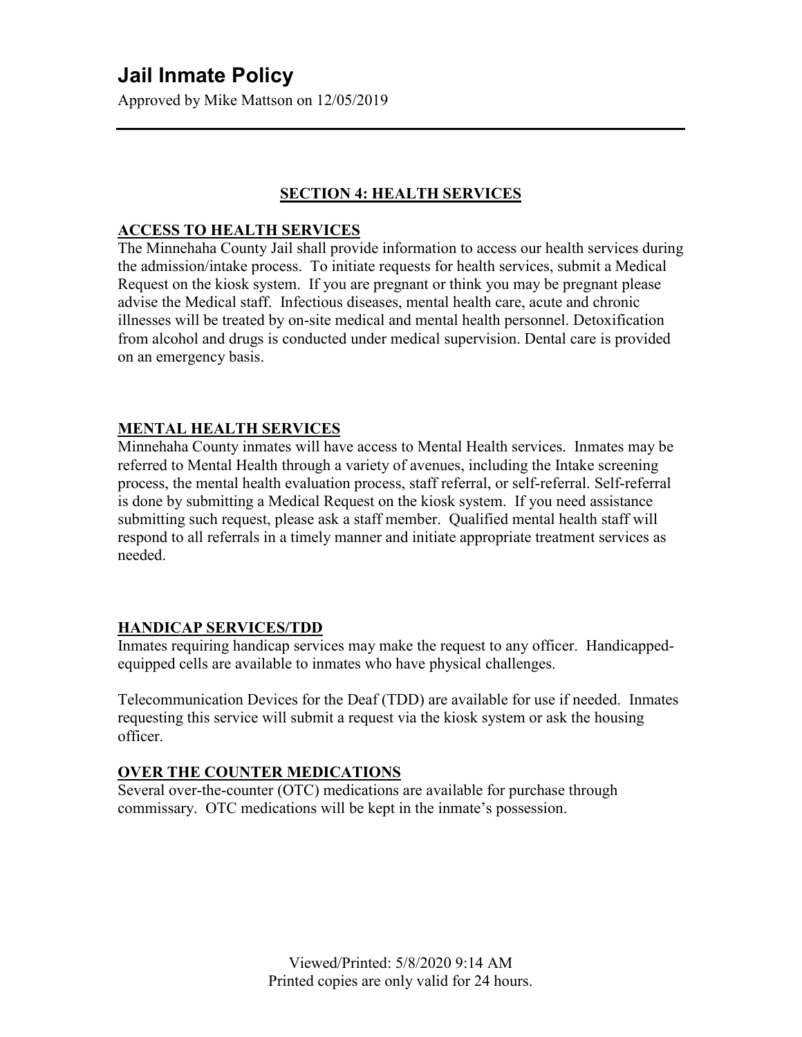## SECTION 4: HEALTH SERVICES

### ACCESS TO HEALTH SERVICES

The Minnehaha County Jail shall provide information to access our health services during the admission/intake process. To initiate requests for health services, submit a Medical Request on the kiosk system. If you are pregnant or think you may be pregnant please advise the Medical staff. Infectious diseases, mental health care, acute and chronic illnesses will be treated by on-site medical and mental health personnel. Detoxification from alcohol and drugs is conducted under medical supervision. Dental care is provided on an emergency basis.

### MENTAL HEALTH SERVICES

Minnehaha County inmates will have access to Mental Health services. Inmates may be referred to Mental Health through a variety of avenues, including the Intake screening process, the mental health evaluation process, staff referral, or self-referral. Self-referral is done by submitting a Medical Request on the kiosk system. If you need assistance submitting such request, please ask a staff member. Qualified mental health staff will respond to all referrals in a timely manner and initiate appropriate treatment services as needed.

### HANDICAP SERVICES/TDD

Inmates requiring handicap services may make the request to any officer. Handicapped-equipped cells are available to inmates who have physical challenges.

Telecommunication Devices for the Deaf (TDD) are available for use if needed. Inmates requesting this service will submit a request via the kiosk system or ask the housing officer.

### OVER THE COUNTER MEDICATIONS

Several over-the-counter (OTC) medications are available for purchase through commissary. OTC medications will be kept in the inmate's possession.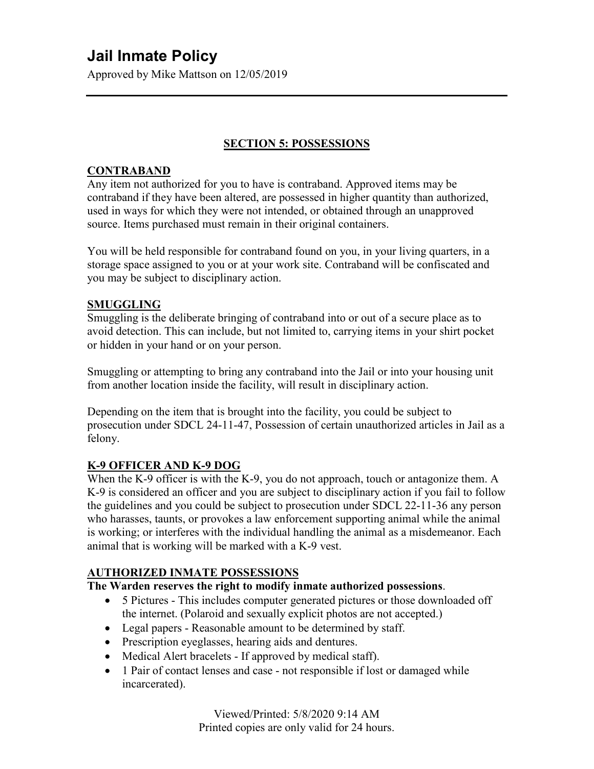# Jail Inmate Policy

Approved by Mike Mattson on 12/05/2019

## SECTION 5: POSSESSIONS

### CONTRABAND

Any item not authorized for you to have is contraband. Approved items may be contraband if they have been altered, are possessed in higher quantity than authorized, used in ways for which they were not intended, or obtained through an unapproved source. Items purchased must remain in their original containers.

You will be held responsible for contraband found on you, in your living quarters, in a storage space assigned to you or at your work site. Contraband will be confiscated and you may be subject to disciplinary action.

### SMUGGLING

Smuggling is the deliberate bringing of contraband into or out of a secure place as to avoid detection. This can include, but not limited to, carrying items in your shirt pocket or hidden in your hand or on your person.

Smuggling or attempting to bring any contraband into the Jail or into your housing unit from another location inside the facility, will result in disciplinary action.

Depending on the item that is brought into the facility, you could be subject to prosecution under SDCL 24-11-47, Possession of certain unauthorized articles in Jail as a felony.

### K-9 OFFICER AND K-9 DOG

When the K-9 officer is with the K-9, you do not approach, touch or antagonize them. A K-9 is considered an officer and you are subject to disciplinary action if you fail to follow the guidelines and you could be subject to prosecution under SDCL 22-11-36 any person who harasses, taunts, or provokes a law enforcement supporting animal while the animal is working; or interferes with the individual handling the animal as a misdemeanor. Each animal that is working will be marked with a K-9 vest.

### AUTHORIZED INMATE POSSESSIONS

**The Warden reserves the right to modify inmate authorized possessions**.

- 5 Pictures - This includes computer generated pictures or those downloaded off the internet. (Polaroid and sexually explicit photos are not accepted.)
- Legal papers - Reasonable amount to be determined by staff.
- Prescription eyeglasses, hearing aids and dentures.
- Medical Alert bracelets - If approved by medical staff).
- 1 Pair of contact lenses and case - not responsible if lost or damaged while incarcerated).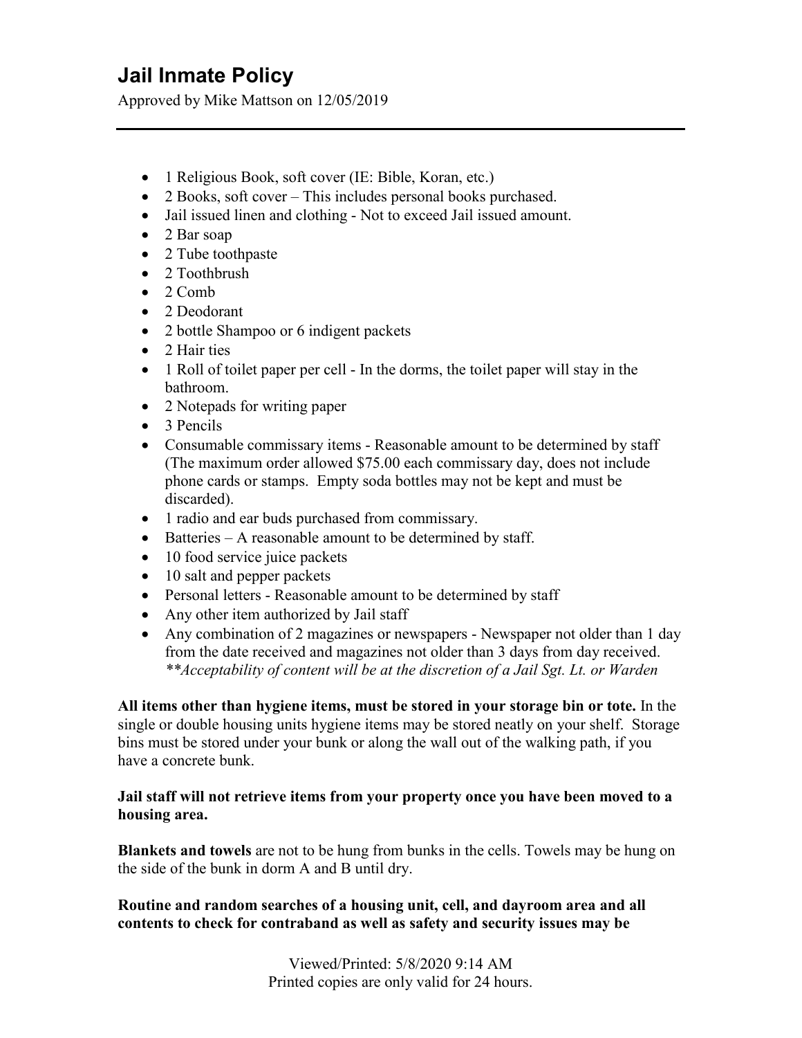# Jail Inmate Policy

Approved by Mike Mattson on 12/05/2019

- 1 Religious Book, soft cover (IE: Bible, Koran, etc.)
- 2 Books, soft cover – This includes personal books purchased.
- Jail issued linen and clothing - Not to exceed Jail issued amount.
- 2 Bar soap
- 2 Tube toothpaste
- 2 Toothbrush
- 2 Comb
- 2 Deodorant
- 2 bottle Shampoo or 6 indigent packets
- 2 Hair ties
- 1 Roll of toilet paper per cell - In the dorms, the toilet paper will stay in the bathroom.
- 2 Notepads for writing paper
- 3 Pencils
- Consumable commissary items - Reasonable amount to be determined by staff (The maximum order allowed $75.00 each commissary day, does not include phone cards or stamps. Empty soda bottles may not be kept and must be discarded).
- 1 radio and ear buds purchased from commissary.
- Batteries – A reasonable amount to be determined by staff.
- 10 food service juice packets
- 10 salt and pepper packets
- Personal letters - Reasonable amount to be determined by staff
- Any other item authorized by Jail staff
- Any combination of 2 magazines or newspapers - Newspaper not older than 1 day from the date received and magazines not older than 3 days from day received. *\*\*Acceptability of content will be at the discretion of a Jail Sgt. Lt. or Warden*

**All items other than hygiene items, must be stored in your storage bin or tote.** In the single or double housing units hygiene items may be stored neatly on your shelf. Storage bins must be stored under your bunk or along the wall out of the walking path, if you have a concrete bunk.

**Jail staff will not retrieve items from your property once you have been moved to a housing area.**

**Blankets and towels** are not to be hung from bunks in the cells. Towels may be hung on the side of the bunk in dorm A and B until dry.

**Routine and random searches of a housing unit, cell, and dayroom area and all contents to check for contraband as well as safety and security issues may be**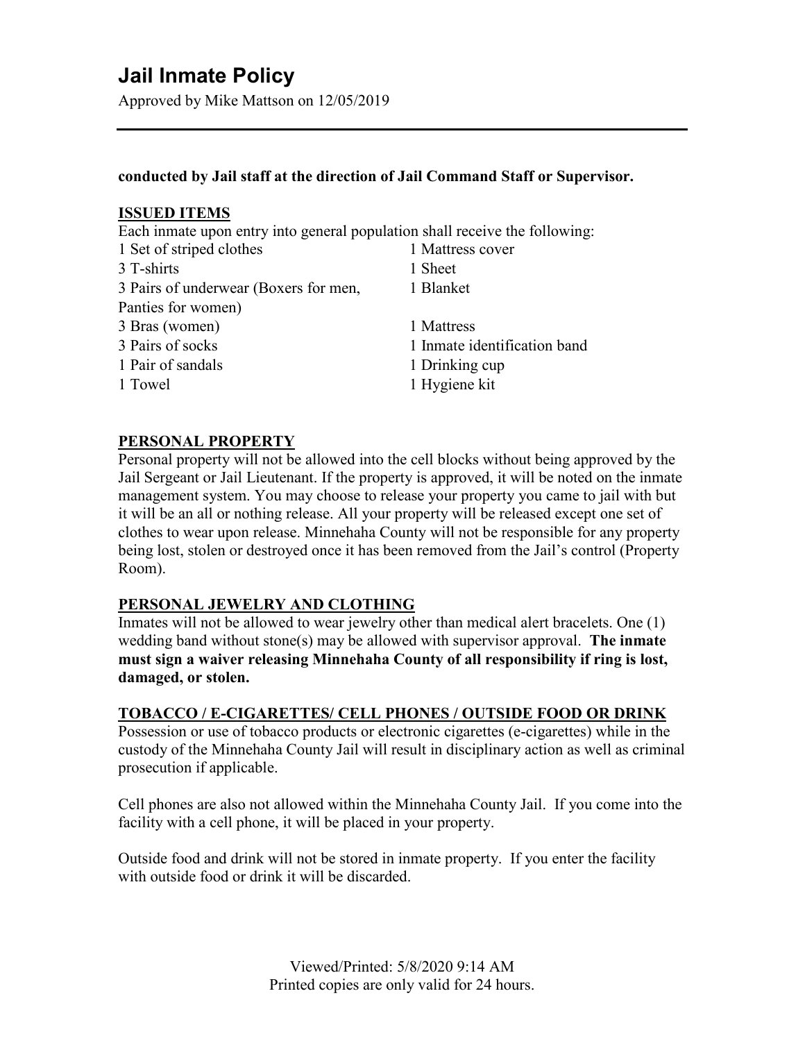**conducted by Jail staff at the direction of Jail Command Staff or Supervisor.**

## ISSUED ITEMS

Each inmate upon entry into general population shall receive the following:

| | |
|---|---|
| 1 Set of striped clothes | 1 Mattress cover |
| 3 T-shirts | 1 Sheet |
| 3 Pairs of underwear (Boxers for men, Panties for women) | 1 Blanket |
| 3 Bras (women) | 1 Mattress |
| 3 Pairs of socks | 1 Inmate identification band |
| 1 Pair of sandals | 1 Drinking cup |
| 1 Towel | 1 Hygiene kit |

## PERSONAL PROPERTY

Personal property will not be allowed into the cell blocks without being approved by the Jail Sergeant or Jail Lieutenant. If the property is approved, it will be noted on the inmate management system. You may choose to release your property you came to jail with but it will be an all or nothing release. All your property will be released except one set of clothes to wear upon release. Minnehaha County will not be responsible for any property being lost, stolen or destroyed once it has been removed from the Jail's control (Property Room).

## PERSONAL JEWELRY AND CLOTHING

Inmates will not be allowed to wear jewelry other than medical alert bracelets. One (1) wedding band without stone(s) may be allowed with supervisor approval. **The inmate must sign a waiver releasing Minnehaha County of all responsibility if ring is lost, damaged, or stolen.**

## TOBACCO / E-CIGARETTES/ CELL PHONES / OUTSIDE FOOD OR DRINK

Possession or use of tobacco products or electronic cigarettes (e-cigarettes) while in the custody of the Minnehaha County Jail will result in disciplinary action as well as criminal prosecution if applicable.

Cell phones are also not allowed within the Minnehaha County Jail. If you come into the facility with a cell phone, it will be placed in your property.

Outside food and drink will not be stored in inmate property. If you enter the facility with outside food or drink it will be discarded.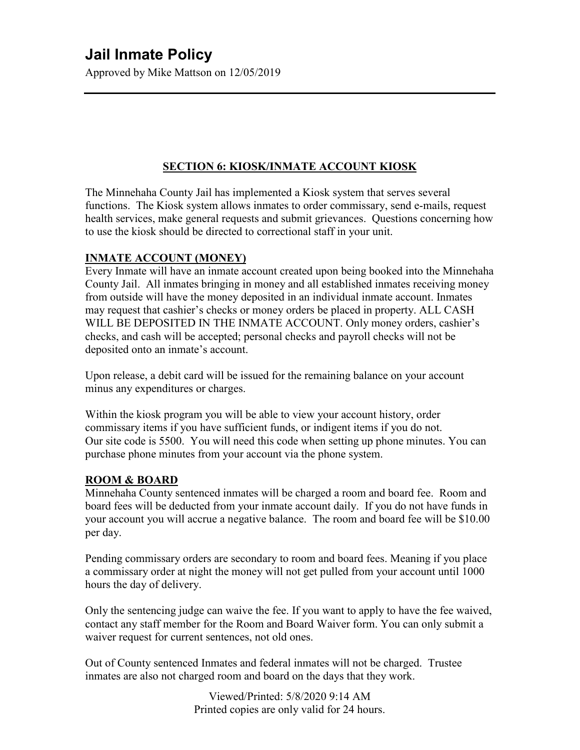# Jail Inmate Policy

Approved by Mike Mattson on 12/05/2019

## SECTION 6: KIOSK/INMATE ACCOUNT KIOSK

The Minnehaha County Jail has implemented a Kiosk system that serves several functions. The Kiosk system allows inmates to order commissary, send e-mails, request health services, make general requests and submit grievances. Questions concerning how to use the kiosk should be directed to correctional staff in your unit.

### INMATE ACCOUNT (MONEY)

Every Inmate will have an inmate account created upon being booked into the Minnehaha County Jail. All inmates bringing in money and all established inmates receiving money from outside will have the money deposited in an individual inmate account. Inmates may request that cashier's checks or money orders be placed in property. ALL CASH WILL BE DEPOSITED IN THE INMATE ACCOUNT. Only money orders, cashier's checks, and cash will be accepted; personal checks and payroll checks will not be deposited onto an inmate's account.

Upon release, a debit card will be issued for the remaining balance on your account minus any expenditures or charges.

Within the kiosk program you will be able to view your account history, order commissary items if you have sufficient funds, or indigent items if you do not. Our site code is 5500. You will need this code when setting up phone minutes. You can purchase phone minutes from your account via the phone system.

### ROOM & BOARD

Minnehaha County sentenced inmates will be charged a room and board fee. Room and board fees will be deducted from your inmate account daily. If you do not have funds in your account you will accrue a negative balance. The room and board fee will be $10.00 per day.

Pending commissary orders are secondary to room and board fees. Meaning if you place a commissary order at night the money will not get pulled from your account until 1000 hours the day of delivery.

Only the sentencing judge can waive the fee. If you want to apply to have the fee waived, contact any staff member for the Room and Board Waiver form. You can only submit a waiver request for current sentences, not old ones.

Out of County sentenced Inmates and federal inmates will not be charged. Trustee inmates are also not charged room and board on the days that they work.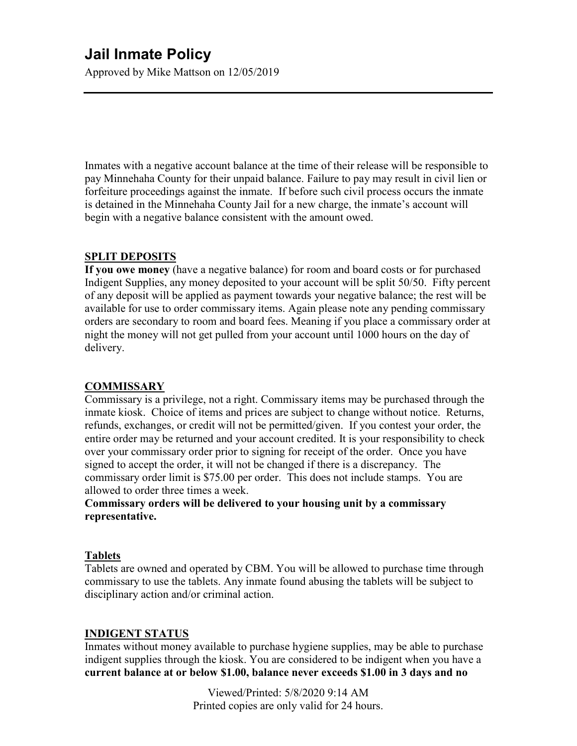# Jail Inmate Policy

Approved by Mike Mattson on 12/05/2019

---

Inmates with a negative account balance at the time of their release will be responsible to pay Minnehaha County for their unpaid balance. Failure to pay may result in civil lien or forfeiture proceedings against the inmate. If before such civil process occurs the inmate is detained in the Minnehaha County Jail for a new charge, the inmate's account will begin with a negative balance consistent with the amount owed.

## SPLIT DEPOSITS

**If you owe money** (have a negative balance) for room and board costs or for purchased Indigent Supplies, any money deposited to your account will be split 50/50. Fifty percent of any deposit will be applied as payment towards your negative balance; the rest will be available for use to order commissary items. Again please note any pending commissary orders are secondary to room and board fees. Meaning if you place a commissary order at night the money will not get pulled from your account until 1000 hours on the day of delivery.

## COMMISSARY

Commissary is a privilege, not a right. Commissary items may be purchased through the inmate kiosk. Choice of items and prices are subject to change without notice. Returns, refunds, exchanges, or credit will not be permitted/given. If you contest your order, the entire order may be returned and your account credited. It is your responsibility to check over your commissary order prior to signing for receipt of the order. Once you have signed to accept the order, it will not be changed if there is a discrepancy. The commissary order limit is $75.00 per order. This does not include stamps. You are allowed to order three times a week.

**Commissary orders will be delivered to your housing unit by a commissary representative.**

## Tablets

Tablets are owned and operated by CBM. You will be allowed to purchase time through commissary to use the tablets. Any inmate found abusing the tablets will be subject to disciplinary action and/or criminal action.

## INDIGENT STATUS

Inmates without money available to purchase hygiene supplies, may be able to purchase indigent supplies through the kiosk. You are considered to be indigent when you have a **current balance at or below $1.00, balance never exceeds $1.00 in 3 days and no**

Viewed/Printed: 5/8/2020 9:14 AM
Printed copies are only valid for 24 hours.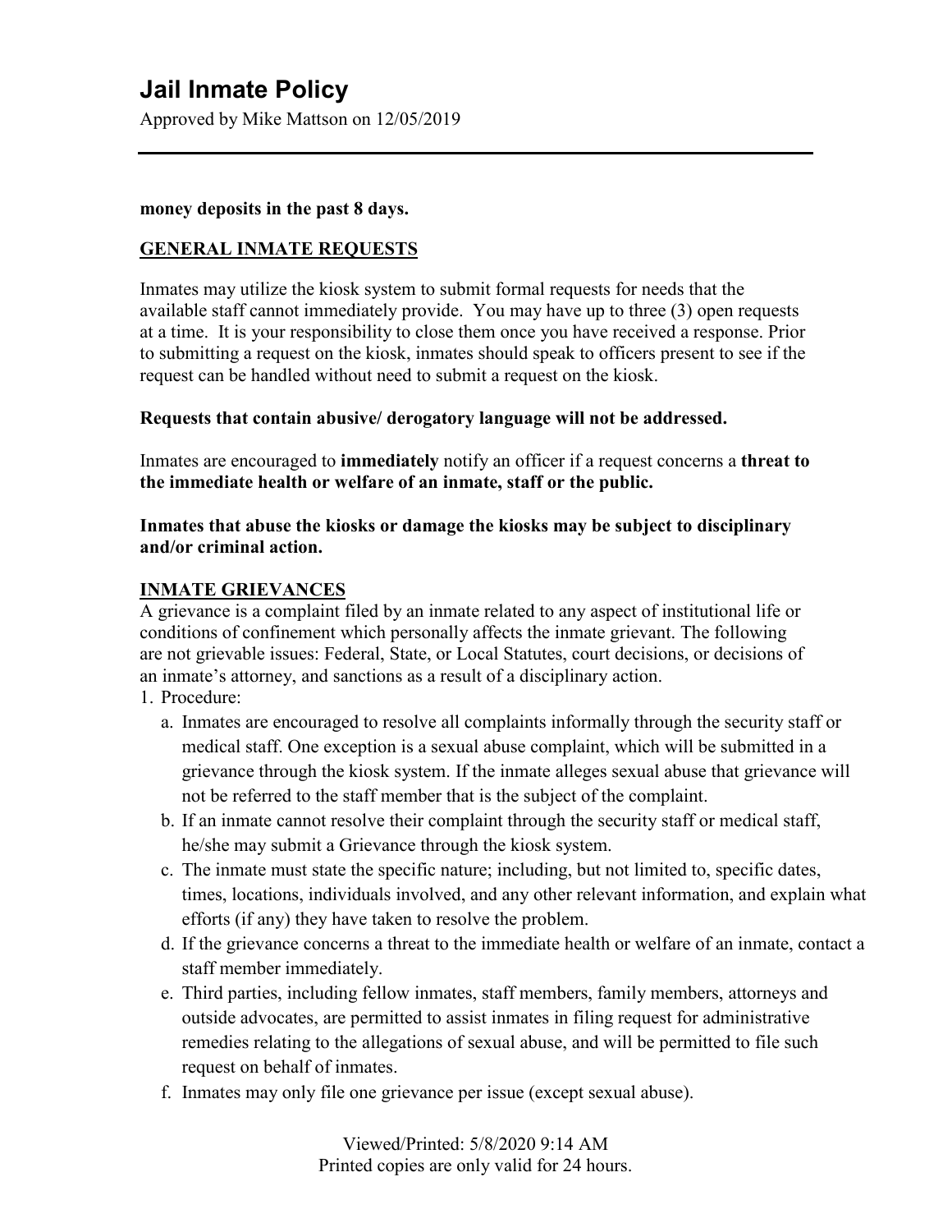**money deposits in the past 8 days.**

## GENERAL INMATE REQUESTS

Inmates may utilize the kiosk system to submit formal requests for needs that the available staff cannot immediately provide. You may have up to three (3) open requests at a time. It is your responsibility to close them once you have received a response. Prior to submitting a request on the kiosk, inmates should speak to officers present to see if the request can be handled without need to submit a request on the kiosk.

**Requests that contain abusive/ derogatory language will not be addressed.**

Inmates are encouraged to **immediately** notify an officer if a request concerns a **threat to the immediate health or welfare of an inmate, staff or the public.**

**Inmates that abuse the kiosks or damage the kiosks may be subject to disciplinary and/or criminal action.**

## INMATE GRIEVANCES

A grievance is a complaint filed by an inmate related to any aspect of institutional life or conditions of confinement which personally affects the inmate grievant. The following are not grievable issues: Federal, State, or Local Statutes, court decisions, or decisions of an inmate's attorney, and sanctions as a result of a disciplinary action.

1. Procedure:
   a. Inmates are encouraged to resolve all complaints informally through the security staff or medical staff. One exception is a sexual abuse complaint, which will be submitted in a grievance through the kiosk system. If the inmate alleges sexual abuse that grievance will not be referred to the staff member that is the subject of the complaint.
   b. If an inmate cannot resolve their complaint through the security staff or medical staff, he/she may submit a Grievance through the kiosk system.
   c. The inmate must state the specific nature; including, but not limited to, specific dates, times, locations, individuals involved, and any other relevant information, and explain what efforts (if any) they have taken to resolve the problem.
   d. If the grievance concerns a threat to the immediate health or welfare of an inmate, contact a staff member immediately.
   e. Third parties, including fellow inmates, staff members, family members, attorneys and outside advocates, are permitted to assist inmates in filing request for administrative remedies relating to the allegations of sexual abuse, and will be permitted to file such request on behalf of inmates.
   f. Inmates may only file one grievance per issue (except sexual abuse).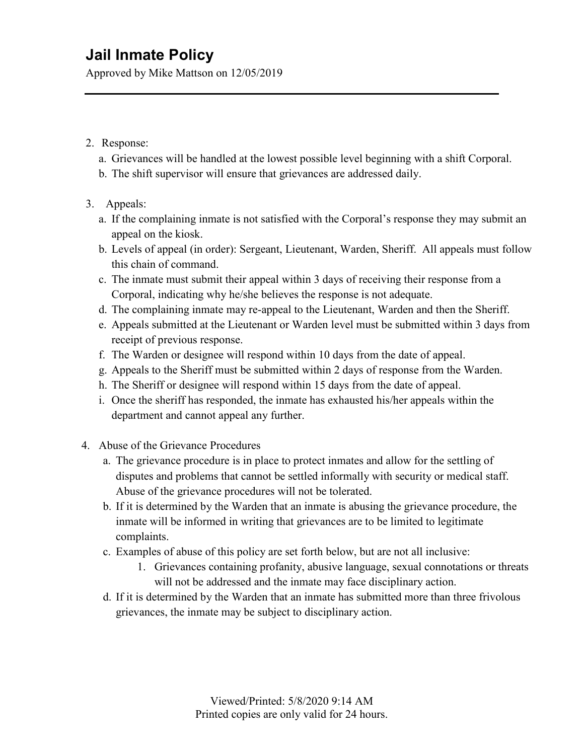2. Response:
   - a. Grievances will be handled at the lowest possible level beginning with a shift Corporal.
   - b. The shift supervisor will ensure that grievances are addressed daily.

3. Appeals:
   - a. If the complaining inmate is not satisfied with the Corporal's response they may submit an appeal on the kiosk.
   - b. Levels of appeal (in order): Sergeant, Lieutenant, Warden, Sheriff. All appeals must follow this chain of command.
   - c. The inmate must submit their appeal within 3 days of receiving their response from a Corporal, indicating why he/she believes the response is not adequate.
   - d. The complaining inmate may re-appeal to the Lieutenant, Warden and then the Sheriff.
   - e. Appeals submitted at the Lieutenant or Warden level must be submitted within 3 days from receipt of previous response.
   - f. The Warden or designee will respond within 10 days from the date of appeal.
   - g. Appeals to the Sheriff must be submitted within 2 days of response from the Warden.
   - h. The Sheriff or designee will respond within 15 days from the date of appeal.
   - i. Once the sheriff has responded, the inmate has exhausted his/her appeals within the department and cannot appeal any further.

4. Abuse of the Grievance Procedures
   - a. The grievance procedure is in place to protect inmates and allow for the settling of disputes and problems that cannot be settled informally with security or medical staff. Abuse of the grievance procedures will not be tolerated.
   - b. If it is determined by the Warden that an inmate is abusing the grievance procedure, the inmate will be informed in writing that grievances are to be limited to legitimate complaints.
   - c. Examples of abuse of this policy are set forth below, but are not all inclusive:
     1. Grievances containing profanity, abusive language, sexual connotations or threats will not be addressed and the inmate may face disciplinary action.
   - d. If it is determined by the Warden that an inmate has submitted more than three frivolous grievances, the inmate may be subject to disciplinary action.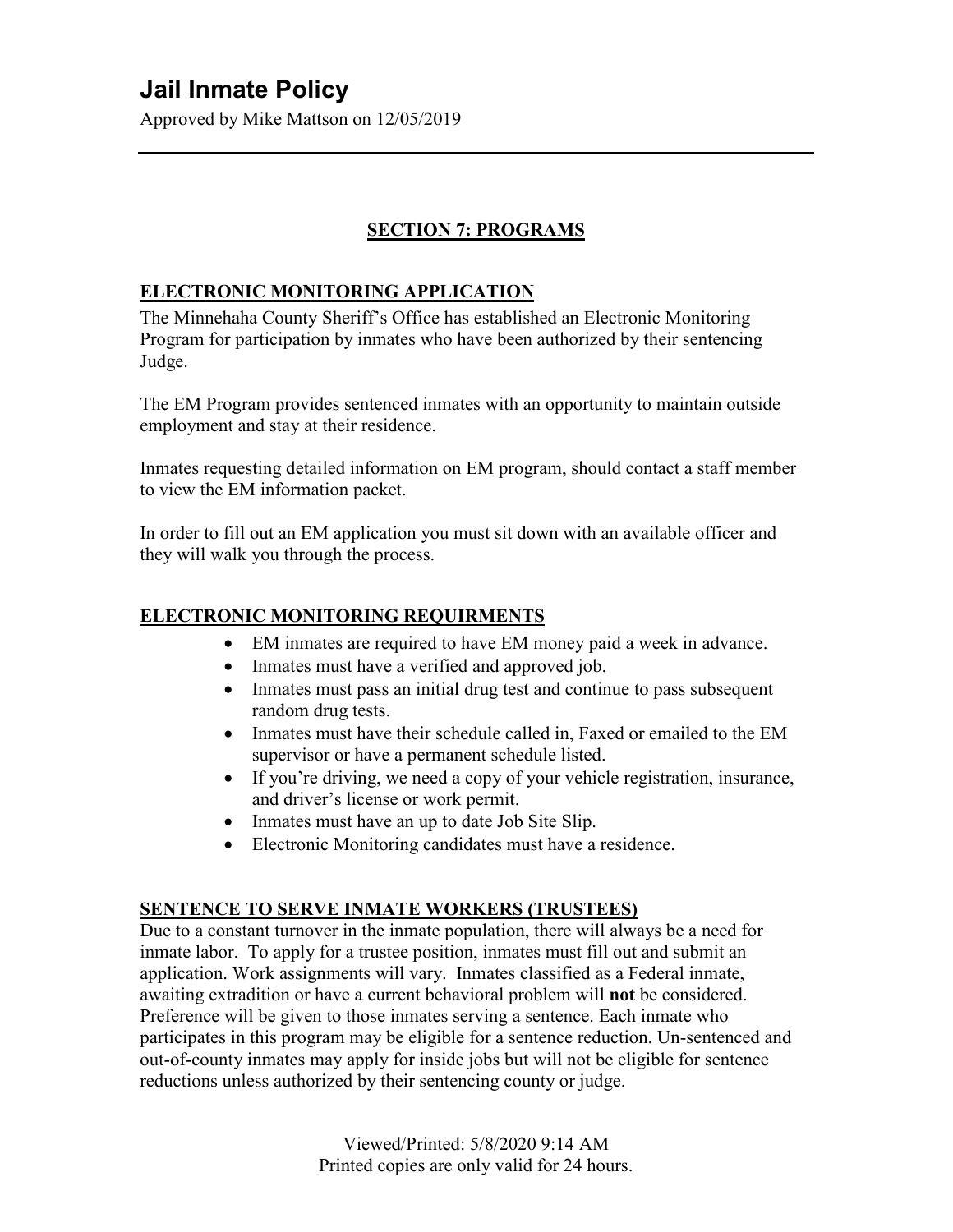# Jail Inmate Policy

Approved by Mike Mattson on 12/05/2019

## SECTION 7: PROGRAMS

### ELECTRONIC MONITORING APPLICATION

The Minnehaha County Sheriff's Office has established an Electronic Monitoring Program for participation by inmates who have been authorized by their sentencing Judge.

The EM Program provides sentenced inmates with an opportunity to maintain outside employment and stay at their residence.

Inmates requesting detailed information on EM program, should contact a staff member to view the EM information packet.

In order to fill out an EM application you must sit down with an available officer and they will walk you through the process.

### ELECTRONIC MONITORING REQUIRMENTS

- EM inmates are required to have EM money paid a week in advance.
- Inmates must have a verified and approved job.
- Inmates must pass an initial drug test and continue to pass subsequent random drug tests.
- Inmates must have their schedule called in, Faxed or emailed to the EM supervisor or have a permanent schedule listed.
- If you're driving, we need a copy of your vehicle registration, insurance, and driver's license or work permit.
- Inmates must have an up to date Job Site Slip.
- Electronic Monitoring candidates must have a residence.

### SENTENCE TO SERVE INMATE WORKERS (TRUSTEES)

Due to a constant turnover in the inmate population, there will always be a need for inmate labor. To apply for a trustee position, inmates must fill out and submit an application. Work assignments will vary. Inmates classified as a Federal inmate, awaiting extradition or have a current behavioral problem will **not** be considered. Preference will be given to those inmates serving a sentence. Each inmate who participates in this program may be eligible for a sentence reduction. Un-sentenced and out-of-county inmates may apply for inside jobs but will not be eligible for sentence reductions unless authorized by their sentencing county or judge.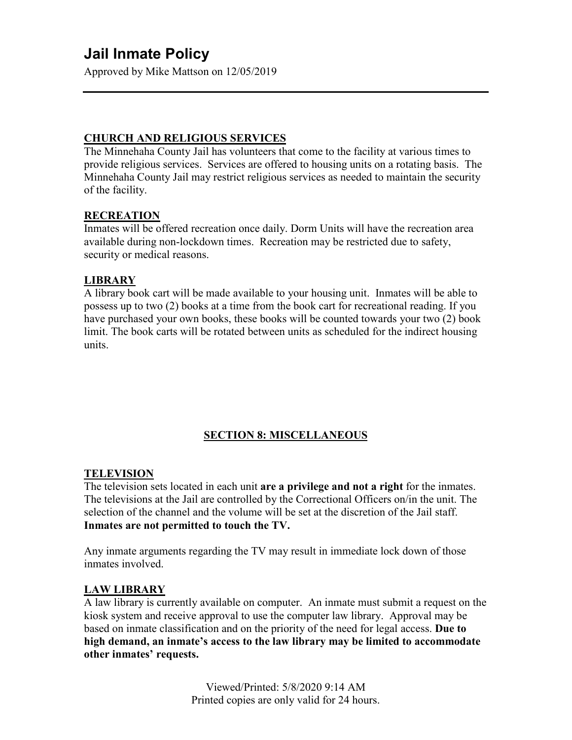### CHURCH AND RELIGIOUS SERVICES

The Minnehaha County Jail has volunteers that come to the facility at various times to provide religious services. Services are offered to housing units on a rotating basis. The Minnehaha County Jail may restrict religious services as needed to maintain the security of the facility.

### RECREATION

Inmates will be offered recreation once daily. Dorm Units will have the recreation area available during non-lockdown times. Recreation may be restricted due to safety, security or medical reasons.

### LIBRARY

A library book cart will be made available to your housing unit. Inmates will be able to possess up to two (2) books at a time from the book cart for recreational reading. If you have purchased your own books, these books will be counted towards your two (2) book limit. The book carts will be rotated between units as scheduled for the indirect housing units.

## SECTION 8: MISCELLANEOUS

### TELEVISION

The television sets located in each unit **are a privilege and not a right** for the inmates. The televisions at the Jail are controlled by the Correctional Officers on/in the unit. The selection of the channel and the volume will be set at the discretion of the Jail staff. **Inmates are not permitted to touch the TV.**

Any inmate arguments regarding the TV may result in immediate lock down of those inmates involved.

### LAW LIBRARY

A law library is currently available on computer. An inmate must submit a request on the kiosk system and receive approval to use the computer law library. Approval may be based on inmate classification and on the priority of the need for legal access. **Due to high demand, an inmate's access to the law library may be limited to accommodate other inmates' requests.**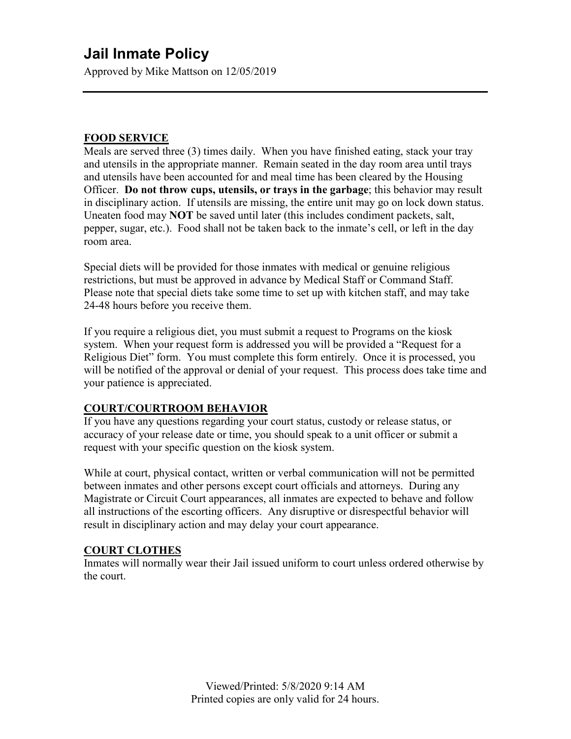# Jail Inmate Policy

Approved by Mike Mattson on 12/05/2019

---

**FOOD SERVICE**

Meals are served three (3) times daily. When you have finished eating, stack your tray and utensils in the appropriate manner. Remain seated in the day room area until trays and utensils have been accounted for and meal time has been cleared by the Housing Officer. **Do not throw cups, utensils, or trays in the garbage**; this behavior may result in disciplinary action. If utensils are missing, the entire unit may go on lock down status. Uneaten food may **NOT** be saved until later (this includes condiment packets, salt, pepper, sugar, etc.). Food shall not be taken back to the inmate's cell, or left in the day room area.

Special diets will be provided for those inmates with medical or genuine religious restrictions, but must be approved in advance by Medical Staff or Command Staff. Please note that special diets take some time to set up with kitchen staff, and may take 24-48 hours before you receive them.

If you require a religious diet, you must submit a request to Programs on the kiosk system. When your request form is addressed you will be provided a "Request for a Religious Diet" form. You must complete this form entirely. Once it is processed, you will be notified of the approval or denial of your request. This process does take time and your patience is appreciated.

**COURT/COURTROOM BEHAVIOR**

If you have any questions regarding your court status, custody or release status, or accuracy of your release date or time, you should speak to a unit officer or submit a request with your specific question on the kiosk system.

While at court, physical contact, written or verbal communication will not be permitted between inmates and other persons except court officials and attorneys. During any Magistrate or Circuit Court appearances, all inmates are expected to behave and follow all instructions of the escorting officers. Any disruptive or disrespectful behavior will result in disciplinary action and may delay your court appearance.

**COURT CLOTHES**

Inmates will normally wear their Jail issued uniform to court unless ordered otherwise by the court.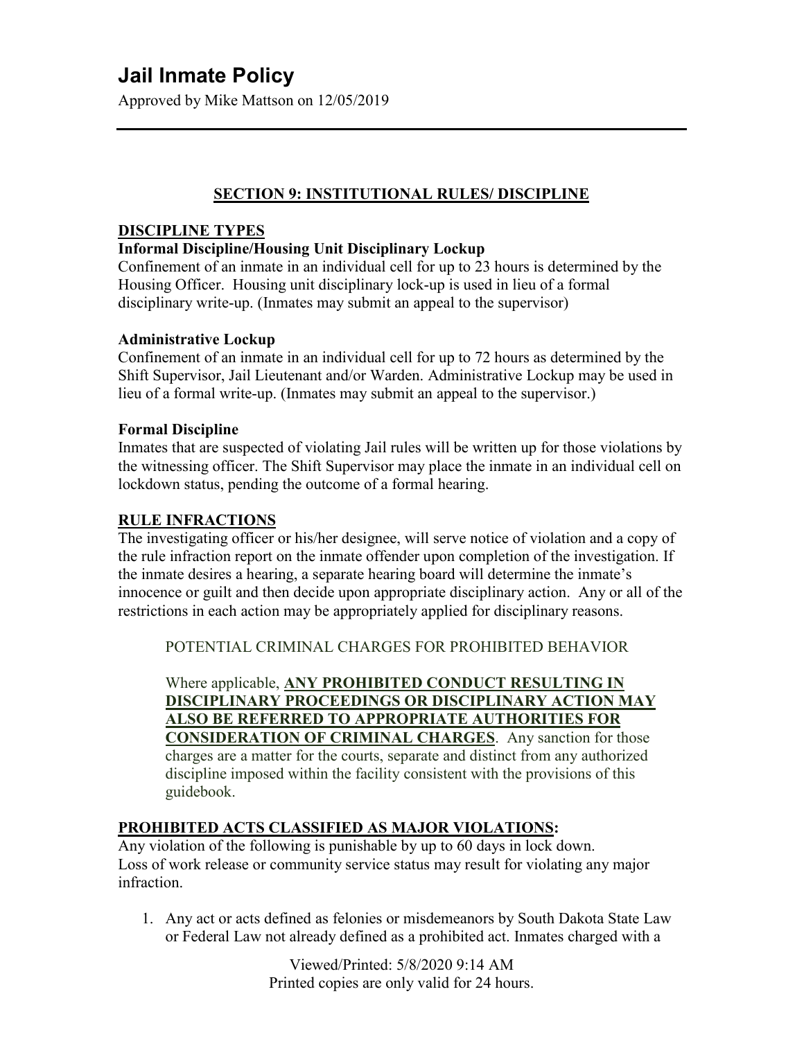# Jail Inmate Policy

Approved by Mike Mattson on 12/05/2019

## SECTION 9: INSTITUTIONAL RULES/ DISCIPLINE

### DISCIPLINE TYPES

**Informal Discipline/Housing Unit Disciplinary Lockup**

Confinement of an inmate in an individual cell for up to 23 hours is determined by the Housing Officer. Housing unit disciplinary lock-up is used in lieu of a formal disciplinary write-up. (Inmates may submit an appeal to the supervisor)

**Administrative Lockup**

Confinement of an inmate in an individual cell for up to 72 hours as determined by the Shift Supervisor, Jail Lieutenant and/or Warden. Administrative Lockup may be used in lieu of a formal write-up. (Inmates may submit an appeal to the supervisor.)

**Formal Discipline**

Inmates that are suspected of violating Jail rules will be written up for those violations by the witnessing officer. The Shift Supervisor may place the inmate in an individual cell on lockdown status, pending the outcome of a formal hearing.

### RULE INFRACTIONS

The investigating officer or his/her designee, will serve notice of violation and a copy of the rule infraction report on the inmate offender upon completion of the investigation. If the inmate desires a hearing, a separate hearing board will determine the inmate's innocence or guilt and then decide upon appropriate disciplinary action. Any or all of the restrictions in each action may be appropriately applied for disciplinary reasons.

> POTENTIAL CRIMINAL CHARGES FOR PROHIBITED BEHAVIOR
>
> Where applicable, **ANY PROHIBITED CONDUCT RESULTING IN DISCIPLINARY PROCEEDINGS OR DISCIPLINARY ACTION MAY ALSO BE REFERRED TO APPROPRIATE AUTHORITIES FOR CONSIDERATION OF CRIMINAL CHARGES**. Any sanction for those charges are a matter for the courts, separate and distinct from any authorized discipline imposed within the facility consistent with the provisions of this guidebook.

### PROHIBITED ACTS CLASSIFIED AS MAJOR VIOLATIONS:

Any violation of the following is punishable by up to 60 days in lock down.
Loss of work release or community service status may result for violating any major infraction.

1. Any act or acts defined as felonies or misdemeanors by South Dakota State Law or Federal Law not already defined as a prohibited act. Inmates charged with a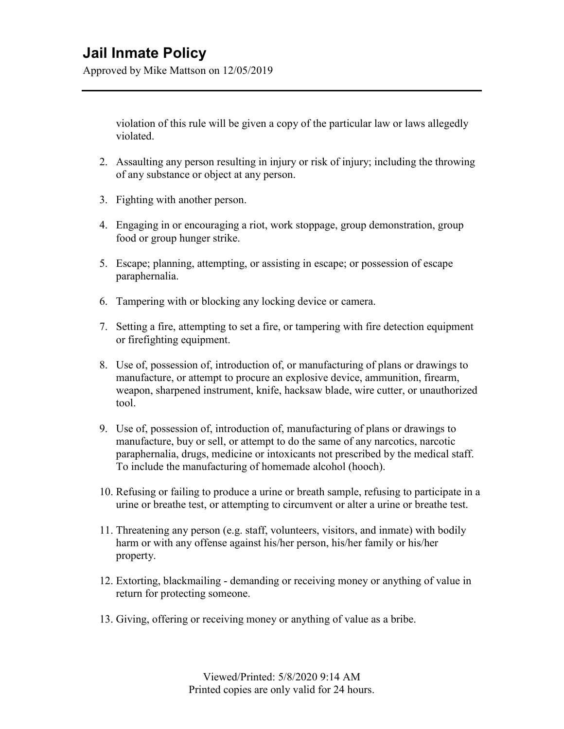violation of this rule will be given a copy of the particular law or laws allegedly violated.

2. Assaulting any person resulting in injury or risk of injury; including the throwing of any substance or object at any person.

3. Fighting with another person.

4. Engaging in or encouraging a riot, work stoppage, group demonstration, group food or group hunger strike.

5. Escape; planning, attempting, or assisting in escape; or possession of escape paraphernalia.

6. Tampering with or blocking any locking device or camera.

7. Setting a fire, attempting to set a fire, or tampering with fire detection equipment or firefighting equipment.

8. Use of, possession of, introduction of, or manufacturing of plans or drawings to manufacture, or attempt to procure an explosive device, ammunition, firearm, weapon, sharpened instrument, knife, hacksaw blade, wire cutter, or unauthorized tool.

9. Use of, possession of, introduction of, manufacturing of plans or drawings to manufacture, buy or sell, or attempt to do the same of any narcotics, narcotic paraphernalia, drugs, medicine or intoxicants not prescribed by the medical staff. To include the manufacturing of homemade alcohol (hooch).

10. Refusing or failing to produce a urine or breath sample, refusing to participate in a urine or breathe test, or attempting to circumvent or alter a urine or breathe test.

11. Threatening any person (e.g. staff, volunteers, visitors, and inmate) with bodily harm or with any offense against his/her person, his/her family or his/her property.

12. Extorting, blackmailing - demanding or receiving money or anything of value in return for protecting someone.

13. Giving, offering or receiving money or anything of value as a bribe.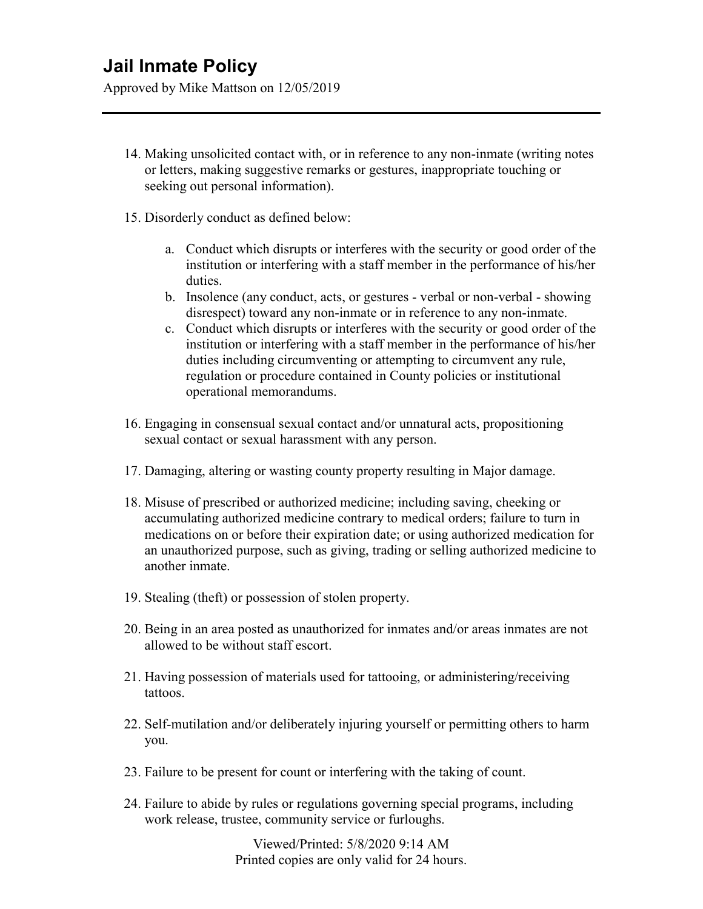14. Making unsolicited contact with, or in reference to any non-inmate (writing notes or letters, making suggestive remarks or gestures, inappropriate touching or seeking out personal information).

15. Disorderly conduct as defined below:

    a. Conduct which disrupts or interferes with the security or good order of the institution or interfering with a staff member in the performance of his/her duties.
    b. Insolence (any conduct, acts, or gestures - verbal or non-verbal - showing disrespect) toward any non-inmate or in reference to any non-inmate.
    c. Conduct which disrupts or interferes with the security or good order of the institution or interfering with a staff member in the performance of his/her duties including circumventing or attempting to circumvent any rule, regulation or procedure contained in County policies or institutional operational memorandums.

16. Engaging in consensual sexual contact and/or unnatural acts, propositioning sexual contact or sexual harassment with any person.

17. Damaging, altering or wasting county property resulting in Major damage.

18. Misuse of prescribed or authorized medicine; including saving, cheeking or accumulating authorized medicine contrary to medical orders; failure to turn in medications on or before their expiration date; or using authorized medication for an unauthorized purpose, such as giving, trading or selling authorized medicine to another inmate.

19. Stealing (theft) or possession of stolen property.

20. Being in an area posted as unauthorized for inmates and/or areas inmates are not allowed to be without staff escort.

21. Having possession of materials used for tattooing, or administering/receiving tattoos.

22. Self-mutilation and/or deliberately injuring yourself or permitting others to harm you.

23. Failure to be present for count or interfering with the taking of count.

24. Failure to abide by rules or regulations governing special programs, including work release, trustee, community service or furloughs.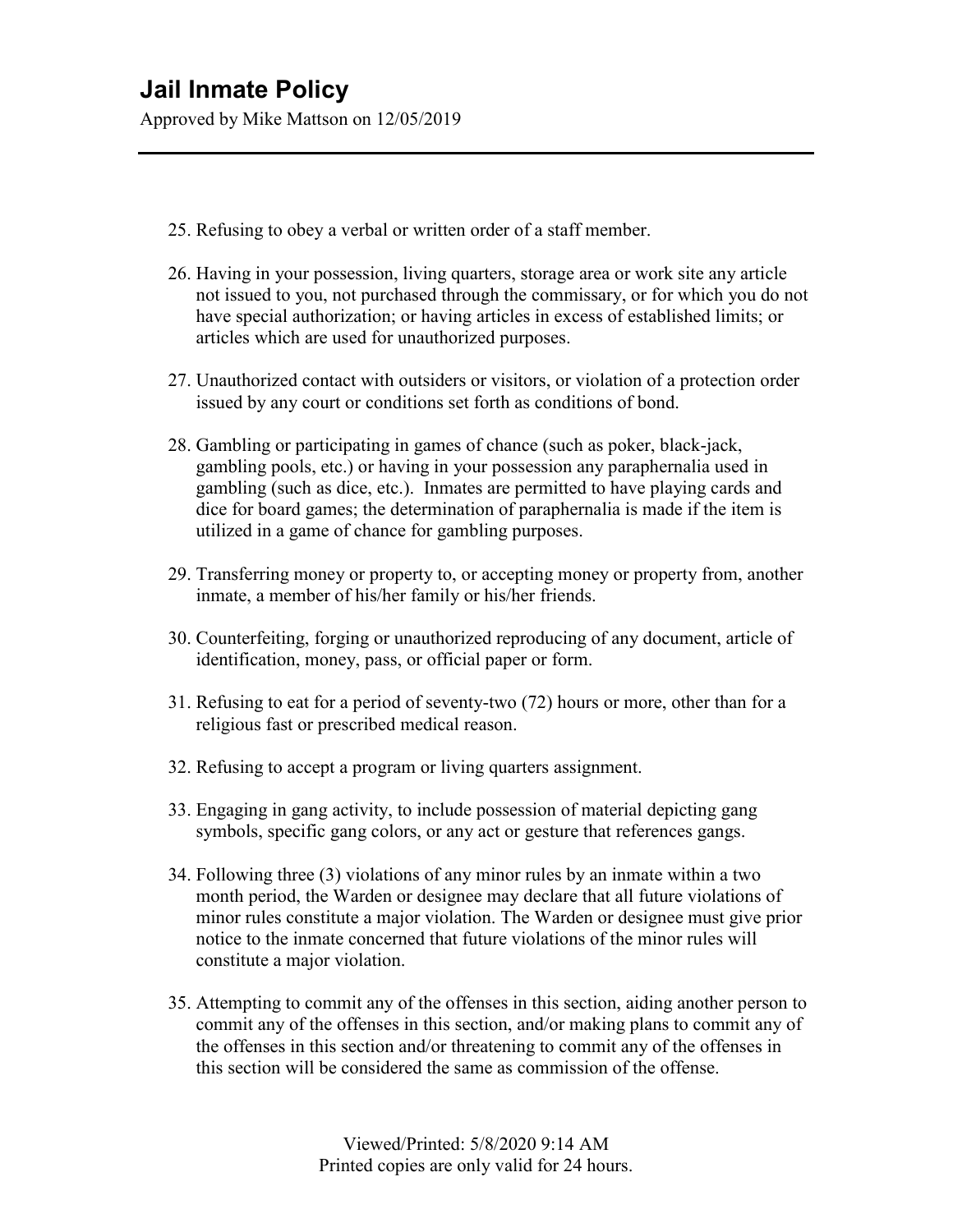25. Refusing to obey a verbal or written order of a staff member.

26. Having in your possession, living quarters, storage area or work site any article not issued to you, not purchased through the commissary, or for which you do not have special authorization; or having articles in excess of established limits; or articles which are used for unauthorized purposes.

27. Unauthorized contact with outsiders or visitors, or violation of a protection order issued by any court or conditions set forth as conditions of bond.

28. Gambling or participating in games of chance (such as poker, black-jack, gambling pools, etc.) or having in your possession any paraphernalia used in gambling (such as dice, etc.). Inmates are permitted to have playing cards and dice for board games; the determination of paraphernalia is made if the item is utilized in a game of chance for gambling purposes.

29. Transferring money or property to, or accepting money or property from, another inmate, a member of his/her family or his/her friends.

30. Counterfeiting, forging or unauthorized reproducing of any document, article of identification, money, pass, or official paper or form.

31. Refusing to eat for a period of seventy-two (72) hours or more, other than for a religious fast or prescribed medical reason.

32. Refusing to accept a program or living quarters assignment.

33. Engaging in gang activity, to include possession of material depicting gang symbols, specific gang colors, or any act or gesture that references gangs.

34. Following three (3) violations of any minor rules by an inmate within a two month period, the Warden or designee may declare that all future violations of minor rules constitute a major violation. The Warden or designee must give prior notice to the inmate concerned that future violations of the minor rules will constitute a major violation.

35. Attempting to commit any of the offenses in this section, aiding another person to commit any of the offenses in this section, and/or making plans to commit any of the offenses in this section and/or threatening to commit any of the offenses in this section will be considered the same as commission of the offense.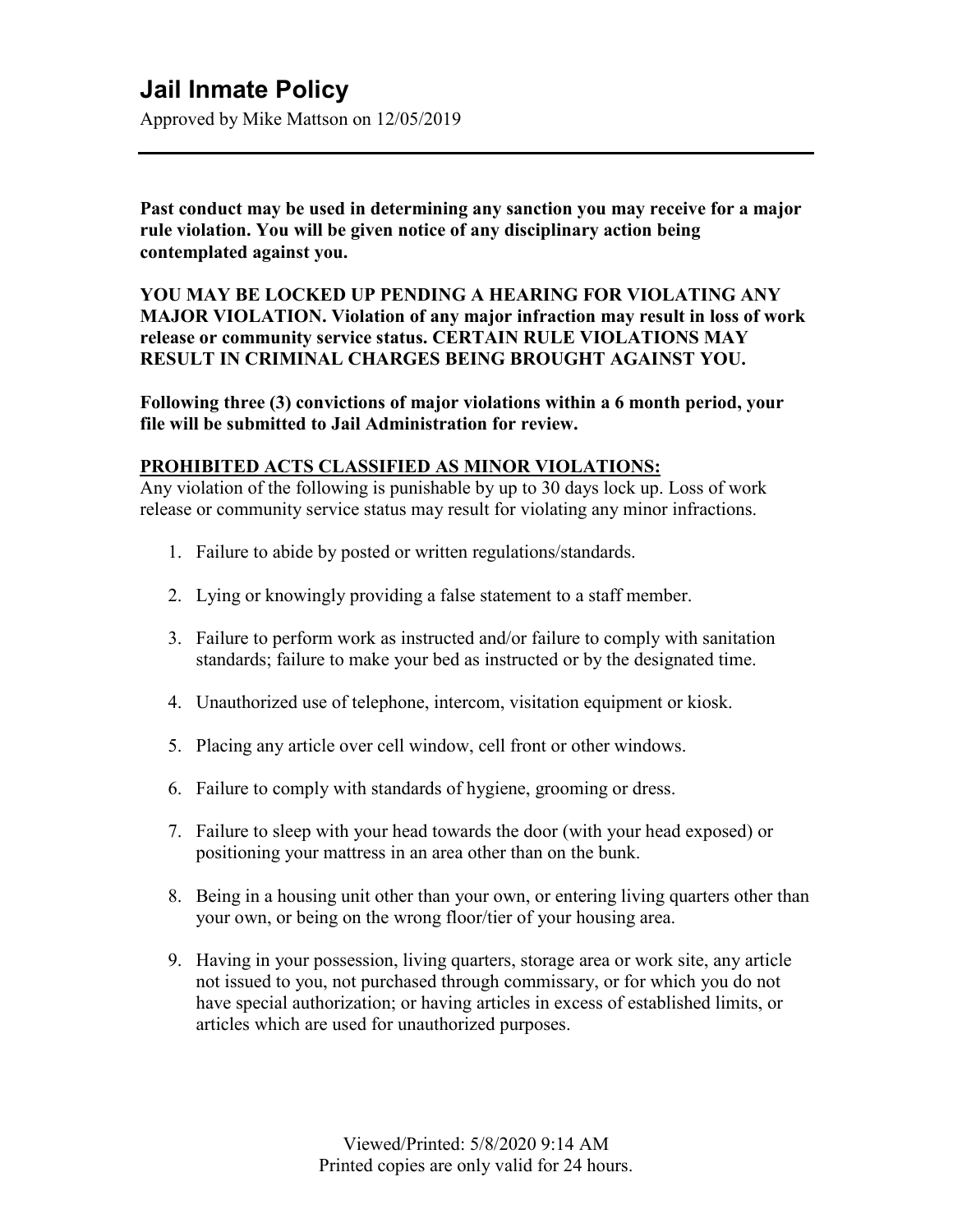# Jail Inmate Policy

Approved by Mike Mattson on 12/05/2019

**Past conduct may be used in determining any sanction you may receive for a major rule violation. You will be given notice of any disciplinary action being contemplated against you.**

**YOU MAY BE LOCKED UP PENDING A HEARING FOR VIOLATING ANY MAJOR VIOLATION. Violation of any major infraction may result in loss of work release or community service status. CERTAIN RULE VIOLATIONS MAY RESULT IN CRIMINAL CHARGES BEING BROUGHT AGAINST YOU.**

**Following three (3) convictions of major violations within a 6 month period, your file will be submitted to Jail Administration for review.**

**PROHIBITED ACTS CLASSIFIED AS MINOR VIOLATIONS:**

Any violation of the following is punishable by up to 30 days lock up. Loss of work release or community service status may result for violating any minor infractions.

1. Failure to abide by posted or written regulations/standards.
2. Lying or knowingly providing a false statement to a staff member.
3. Failure to perform work as instructed and/or failure to comply with sanitation standards; failure to make your bed as instructed or by the designated time.
4. Unauthorized use of telephone, intercom, visitation equipment or kiosk.
5. Placing any article over cell window, cell front or other windows.
6. Failure to comply with standards of hygiene, grooming or dress.
7. Failure to sleep with your head towards the door (with your head exposed) or positioning your mattress in an area other than on the bunk.
8. Being in a housing unit other than your own, or entering living quarters other than your own, or being on the wrong floor/tier of your housing area.
9. Having in your possession, living quarters, storage area or work site, any article not issued to you, not purchased through commissary, or for which you do not have special authorization; or having articles in excess of established limits, or articles which are used for unauthorized purposes.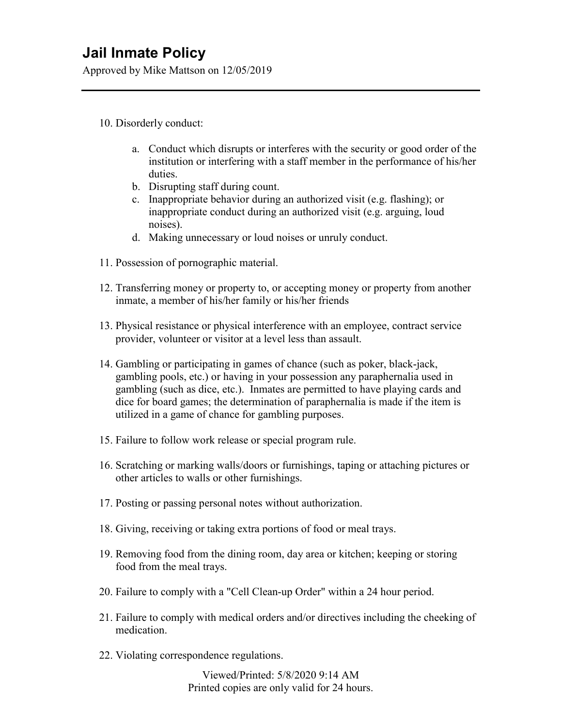10. Disorderly conduct:

    a. Conduct which disrupts or interferes with the security or good order of the institution or interfering with a staff member in the performance of his/her duties.
    b. Disrupting staff during count.
    c. Inappropriate behavior during an authorized visit (e.g. flashing); or inappropriate conduct during an authorized visit (e.g. arguing, loud noises).
    d. Making unnecessary or loud noises or unruly conduct.

11. Possession of pornographic material.

12. Transferring money or property to, or accepting money or property from another inmate, a member of his/her family or his/her friends

13. Physical resistance or physical interference with an employee, contract service provider, volunteer or visitor at a level less than assault.

14. Gambling or participating in games of chance (such as poker, black-jack, gambling pools, etc.) or having in your possession any paraphernalia used in gambling (such as dice, etc.). Inmates are permitted to have playing cards and dice for board games; the determination of paraphernalia is made if the item is utilized in a game of chance for gambling purposes.

15. Failure to follow work release or special program rule.

16. Scratching or marking walls/doors or furnishings, taping or attaching pictures or other articles to walls or other furnishings.

17. Posting or passing personal notes without authorization.

18. Giving, receiving or taking extra portions of food or meal trays.

19. Removing food from the dining room, day area or kitchen; keeping or storing food from the meal trays.

20. Failure to comply with a "Cell Clean-up Order" within a 24 hour period.

21. Failure to comply with medical orders and/or directives including the cheeking of medication.

22. Violating correspondence regulations.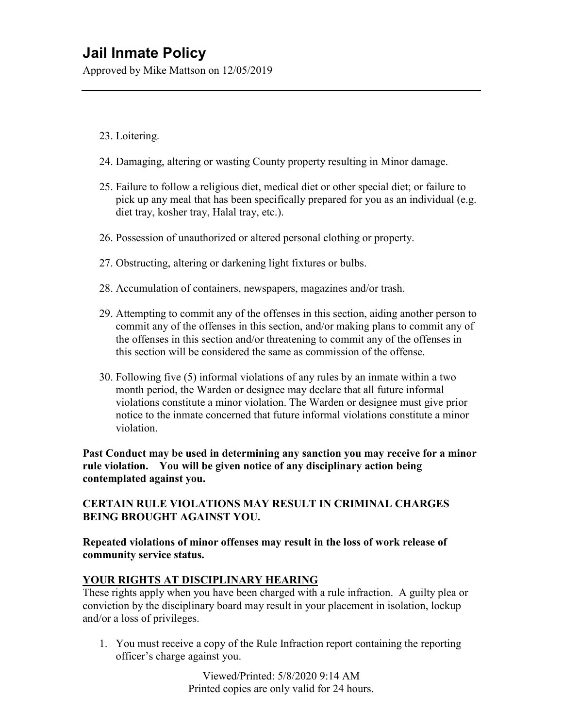23. Loitering.

24. Damaging, altering or wasting County property resulting in Minor damage.

25. Failure to follow a religious diet, medical diet or other special diet; or failure to pick up any meal that has been specifically prepared for you as an individual (e.g. diet tray, kosher tray, Halal tray, etc.).

26. Possession of unauthorized or altered personal clothing or property.

27. Obstructing, altering or darkening light fixtures or bulbs.

28. Accumulation of containers, newspapers, magazines and/or trash.

29. Attempting to commit any of the offenses in this section, aiding another person to commit any of the offenses in this section, and/or making plans to commit any of the offenses in this section and/or threatening to commit any of the offenses in this section will be considered the same as commission of the offense.

30. Following five (5) informal violations of any rules by an inmate within a two month period, the Warden or designee may declare that all future informal violations constitute a minor violation. The Warden or designee must give prior notice to the inmate concerned that future informal violations constitute a minor violation.

**Past Conduct may be used in determining any sanction you may receive for a minor rule violation. You will be given notice of any disciplinary action being contemplated against you.**

**CERTAIN RULE VIOLATIONS MAY RESULT IN CRIMINAL CHARGES BEING BROUGHT AGAINST YOU.**

**Repeated violations of minor offenses may result in the loss of work release of community service status.**

## YOUR RIGHTS AT DISCIPLINARY HEARING

These rights apply when you have been charged with a rule infraction. A guilty plea or conviction by the disciplinary board may result in your placement in isolation, lockup and/or a loss of privileges.

1. You must receive a copy of the Rule Infraction report containing the reporting officer's charge against you.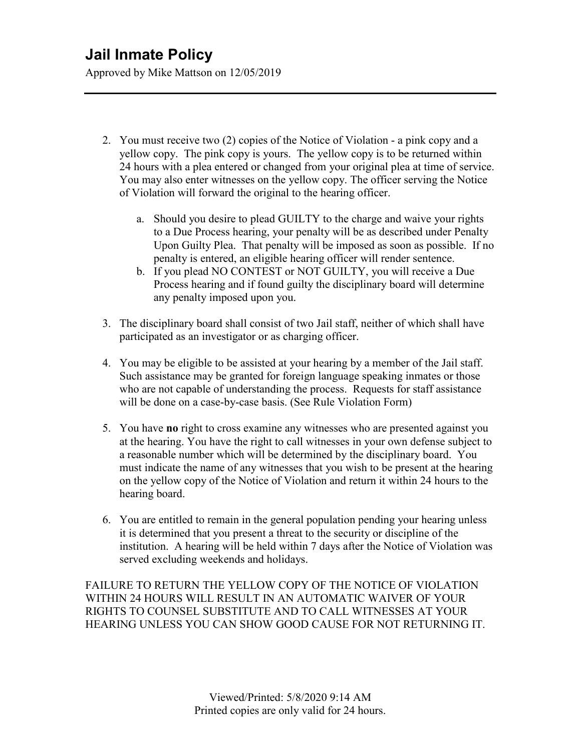2. You must receive two (2) copies of the Notice of Violation - a pink copy and a yellow copy. The pink copy is yours. The yellow copy is to be returned within 24 hours with a plea entered or changed from your original plea at time of service. You may also enter witnesses on the yellow copy. The officer serving the Notice of Violation will forward the original to the hearing officer.

   a. Should you desire to plead GUILTY to the charge and waive your rights to a Due Process hearing, your penalty will be as described under Penalty Upon Guilty Plea. That penalty will be imposed as soon as possible. If no penalty is entered, an eligible hearing officer will render sentence.
   b. If you plead NO CONTEST or NOT GUILTY, you will receive a Due Process hearing and if found guilty the disciplinary board will determine any penalty imposed upon you.

3. The disciplinary board shall consist of two Jail staff, neither of which shall have participated as an investigator or as charging officer.

4. You may be eligible to be assisted at your hearing by a member of the Jail staff. Such assistance may be granted for foreign language speaking inmates or those who are not capable of understanding the process. Requests for staff assistance will be done on a case-by-case basis. (See Rule Violation Form)

5. You have **no** right to cross examine any witnesses who are presented against you at the hearing. You have the right to call witnesses in your own defense subject to a reasonable number which will be determined by the disciplinary board. You must indicate the name of any witnesses that you wish to be present at the hearing on the yellow copy of the Notice of Violation and return it within 24 hours to the hearing board.

6. You are entitled to remain in the general population pending your hearing unless it is determined that you present a threat to the security or discipline of the institution. A hearing will be held within 7 days after the Notice of Violation was served excluding weekends and holidays.

FAILURE TO RETURN THE YELLOW COPY OF THE NOTICE OF VIOLATION WITHIN 24 HOURS WILL RESULT IN AN AUTOMATIC WAIVER OF YOUR RIGHTS TO COUNSEL SUBSTITUTE AND TO CALL WITNESSES AT YOUR HEARING UNLESS YOU CAN SHOW GOOD CAUSE FOR NOT RETURNING IT.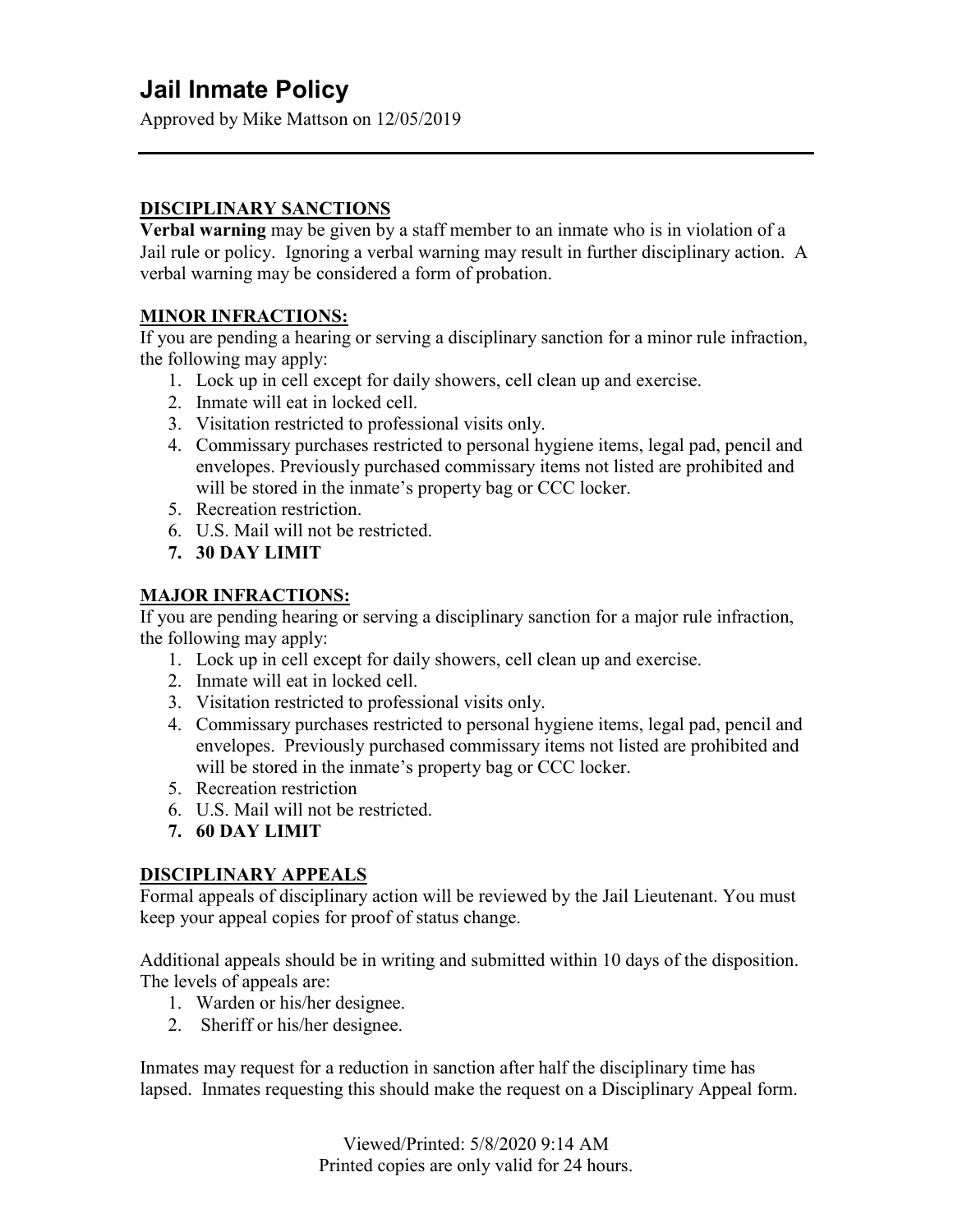# Jail Inmate Policy

Approved by Mike Mattson on 12/05/2019

---

## DISCIPLINARY SANCTIONS

**Verbal warning** may be given by a staff member to an inmate who is in violation of a Jail rule or policy. Ignoring a verbal warning may result in further disciplinary action. A verbal warning may be considered a form of probation.

### MINOR INFRACTIONS:

If you are pending a hearing or serving a disciplinary sanction for a minor rule infraction, the following may apply:

1. Lock up in cell except for daily showers, cell clean up and exercise.
2. Inmate will eat in locked cell.
3. Visitation restricted to professional visits only.
4. Commissary purchases restricted to personal hygiene items, legal pad, pencil and envelopes. Previously purchased commissary items not listed are prohibited and will be stored in the inmate's property bag or CCC locker.
5. Recreation restriction.
6. U.S. Mail will not be restricted.
7. **30 DAY LIMIT**

### MAJOR INFRACTIONS:

If you are pending hearing or serving a disciplinary sanction for a major rule infraction, the following may apply:

1. Lock up in cell except for daily showers, cell clean up and exercise.
2. Inmate will eat in locked cell.
3. Visitation restricted to professional visits only.
4. Commissary purchases restricted to personal hygiene items, legal pad, pencil and envelopes. Previously purchased commissary items not listed are prohibited and will be stored in the inmate's property bag or CCC locker.
5. Recreation restriction
6. U.S. Mail will not be restricted.
7. **60 DAY LIMIT**

## DISCIPLINARY APPEALS

Formal appeals of disciplinary action will be reviewed by the Jail Lieutenant. You must keep your appeal copies for proof of status change.

Additional appeals should be in writing and submitted within 10 days of the disposition. The levels of appeals are:

1. Warden or his/her designee.
2. Sheriff or his/her designee.

Inmates may request for a reduction in sanction after half the disciplinary time has lapsed. Inmates requesting this should make the request on a Disciplinary Appeal form.